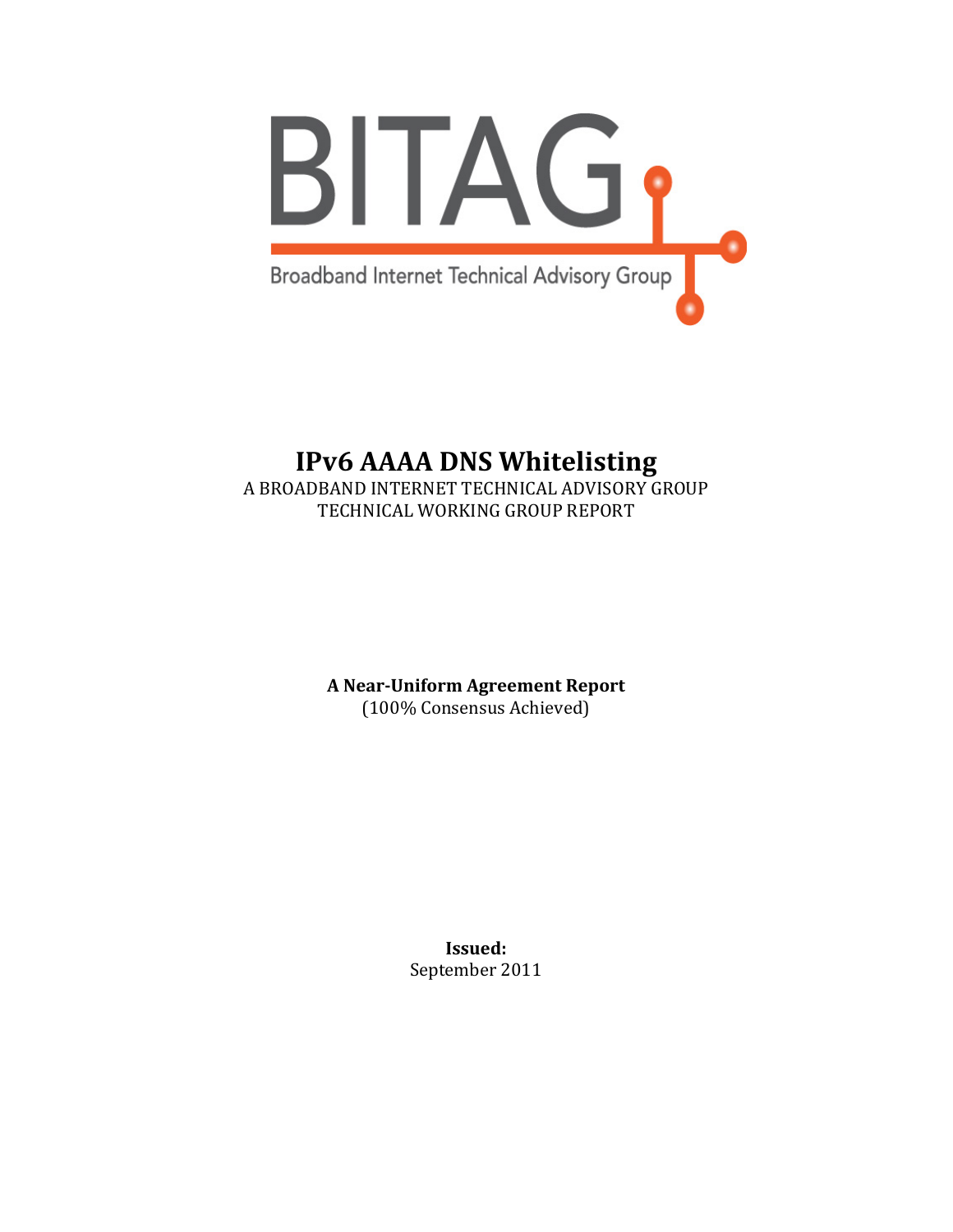BITAG

Broadband Internet Technical Advisory Group

# IPv6 AAAA DNS Whitelisting

A BROADBAND INTERNET TECHNICAL ADVISORY GROUP
TECHNICAL WORKING GROUP REPORT

**A Near-Uniform Agreement Report**
(100% Consensus Achieved)

**Issued:**
September 2011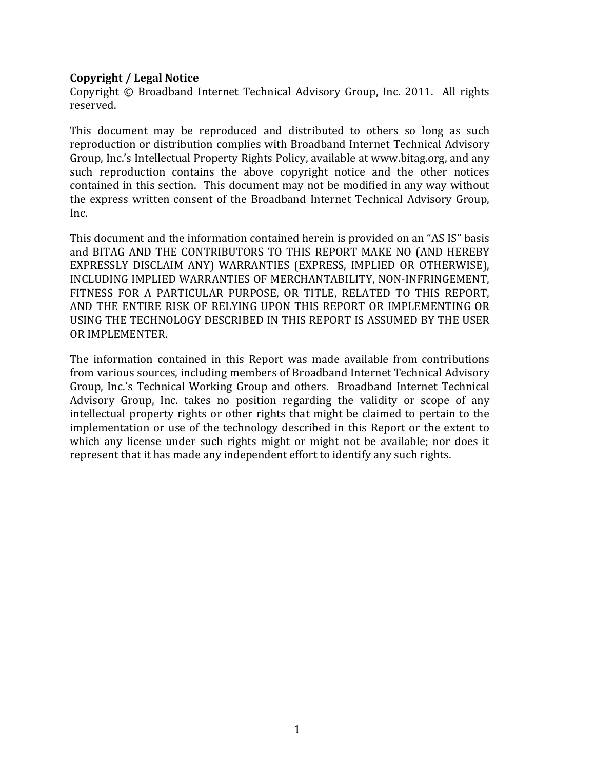**Copyright / Legal Notice**

Copyright © Broadband Internet Technical Advisory Group, Inc. 2011. All rights reserved.

This document may be reproduced and distributed to others so long as such reproduction or distribution complies with Broadband Internet Technical Advisory Group, Inc.'s Intellectual Property Rights Policy, available at www.bitag.org, and any such reproduction contains the above copyright notice and the other notices contained in this section. This document may not be modified in any way without the express written consent of the Broadband Internet Technical Advisory Group, Inc.

This document and the information contained herein is provided on an "AS IS" basis and BITAG AND THE CONTRIBUTORS TO THIS REPORT MAKE NO (AND HEREBY EXPRESSLY DISCLAIM ANY) WARRANTIES (EXPRESS, IMPLIED OR OTHERWISE), INCLUDING IMPLIED WARRANTIES OF MERCHANTABILITY, NON-INFRINGEMENT, FITNESS FOR A PARTICULAR PURPOSE, OR TITLE, RELATED TO THIS REPORT, AND THE ENTIRE RISK OF RELYING UPON THIS REPORT OR IMPLEMENTING OR USING THE TECHNOLOGY DESCRIBED IN THIS REPORT IS ASSUMED BY THE USER OR IMPLEMENTER.

The information contained in this Report was made available from contributions from various sources, including members of Broadband Internet Technical Advisory Group, Inc.'s Technical Working Group and others. Broadband Internet Technical Advisory Group, Inc. takes no position regarding the validity or scope of any intellectual property rights or other rights that might be claimed to pertain to the implementation or use of the technology described in this Report or the extent to which any license under such rights might or might not be available; nor does it represent that it has made any independent effort to identify any such rights.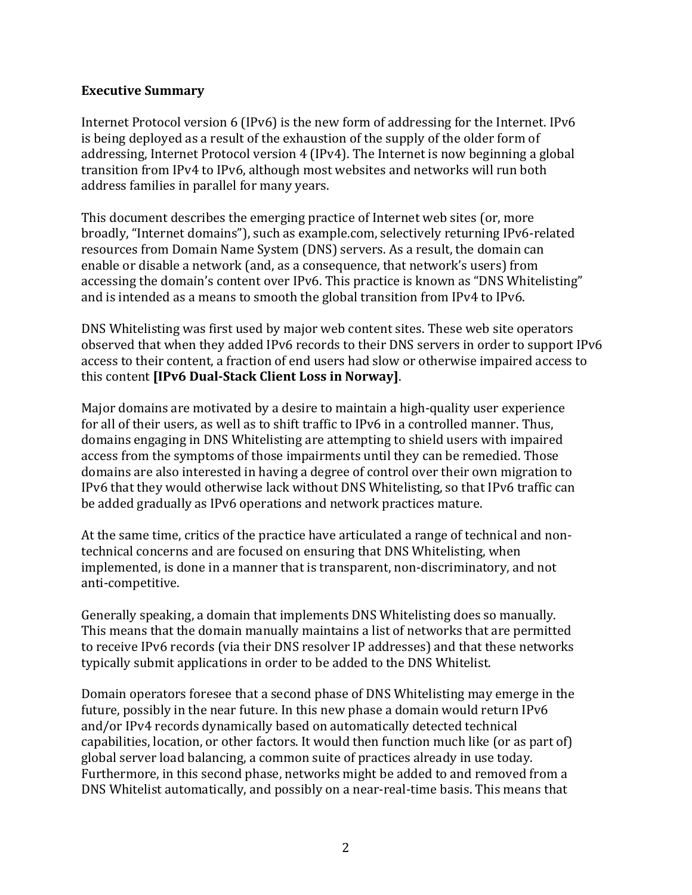**Executive Summary**

Internet Protocol version 6 (IPv6) is the new form of addressing for the Internet. IPv6 is being deployed as a result of the exhaustion of the supply of the older form of addressing, Internet Protocol version 4 (IPv4). The Internet is now beginning a global transition from IPv4 to IPv6, although most websites and networks will run both address families in parallel for many years.

This document describes the emerging practice of Internet web sites (or, more broadly, "Internet domains"), such as example.com, selectively returning IPv6-related resources from Domain Name System (DNS) servers. As a result, the domain can enable or disable a network (and, as a consequence, that network's users) from accessing the domain's content over IPv6. This practice is known as "DNS Whitelisting" and is intended as a means to smooth the global transition from IPv4 to IPv6.

DNS Whitelisting was first used by major web content sites. These web site operators observed that when they added IPv6 records to their DNS servers in order to support IPv6 access to their content, a fraction of end users had slow or otherwise impaired access to this content **[IPv6 Dual-Stack Client Loss in Norway]**.

Major domains are motivated by a desire to maintain a high-quality user experience for all of their users, as well as to shift traffic to IPv6 in a controlled manner. Thus, domains engaging in DNS Whitelisting are attempting to shield users with impaired access from the symptoms of those impairments until they can be remedied. Those domains are also interested in having a degree of control over their own migration to IPv6 that they would otherwise lack without DNS Whitelisting, so that IPv6 traffic can be added gradually as IPv6 operations and network practices mature.

At the same time, critics of the practice have articulated a range of technical and non-technical concerns and are focused on ensuring that DNS Whitelisting, when implemented, is done in a manner that is transparent, non-discriminatory, and not anti-competitive.

Generally speaking, a domain that implements DNS Whitelisting does so manually. This means that the domain manually maintains a list of networks that are permitted to receive IPv6 records (via their DNS resolver IP addresses) and that these networks typically submit applications in order to be added to the DNS Whitelist.

Domain operators foresee that a second phase of DNS Whitelisting may emerge in the future, possibly in the near future. In this new phase a domain would return IPv6 and/or IPv4 records dynamically based on automatically detected technical capabilities, location, or other factors. It would then function much like (or as part of) global server load balancing, a common suite of practices already in use today. Furthermore, in this second phase, networks might be added to and removed from a DNS Whitelist automatically, and possibly on a near-real-time basis. This means that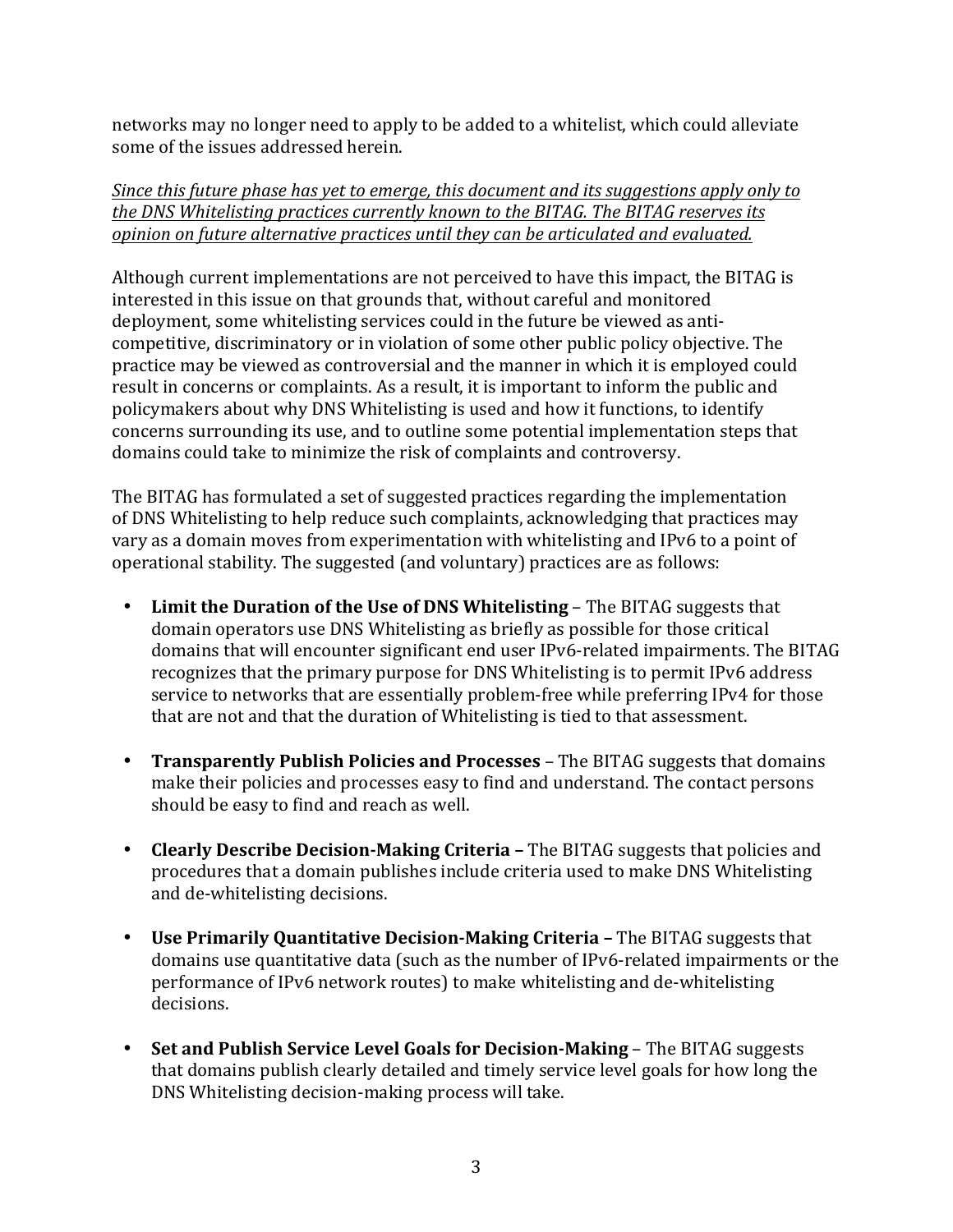networks may no longer need to apply to be added to a whitelist, which could alleviate some of the issues addressed herein.

*Since this future phase has yet to emerge, this document and its suggestions apply only to the DNS Whitelisting practices currently known to the BITAG. The BITAG reserves its opinion on future alternative practices until they can be articulated and evaluated.*

Although current implementations are not perceived to have this impact, the BITAG is interested in this issue on that grounds that, without careful and monitored deployment, some whitelisting services could in the future be viewed as anti-competitive, discriminatory or in violation of some other public policy objective. The practice may be viewed as controversial and the manner in which it is employed could result in concerns or complaints. As a result, it is important to inform the public and policymakers about why DNS Whitelisting is used and how it functions, to identify concerns surrounding its use, and to outline some potential implementation steps that domains could take to minimize the risk of complaints and controversy.

The BITAG has formulated a set of suggested practices regarding the implementation of DNS Whitelisting to help reduce such complaints, acknowledging that practices may vary as a domain moves from experimentation with whitelisting and IPv6 to a point of operational stability. The suggested (and voluntary) practices are as follows:

- **Limit the Duration of the Use of DNS Whitelisting** – The BITAG suggests that domain operators use DNS Whitelisting as briefly as possible for those critical domains that will encounter significant end user IPv6-related impairments. The BITAG recognizes that the primary purpose for DNS Whitelisting is to permit IPv6 address service to networks that are essentially problem-free while preferring IPv4 for those that are not and that the duration of Whitelisting is tied to that assessment.

- **Transparently Publish Policies and Processes** – The BITAG suggests that domains make their policies and processes easy to find and understand. The contact persons should be easy to find and reach as well.

- **Clearly Describe Decision-Making Criteria –** The BITAG suggests that policies and procedures that a domain publishes include criteria used to make DNS Whitelisting and de-whitelisting decisions.

- **Use Primarily Quantitative Decision-Making Criteria –** The BITAG suggests that domains use quantitative data (such as the number of IPv6-related impairments or the performance of IPv6 network routes) to make whitelisting and de-whitelisting decisions.

- **Set and Publish Service Level Goals for Decision-Making** – The BITAG suggests that domains publish clearly detailed and timely service level goals for how long the DNS Whitelisting decision-making process will take.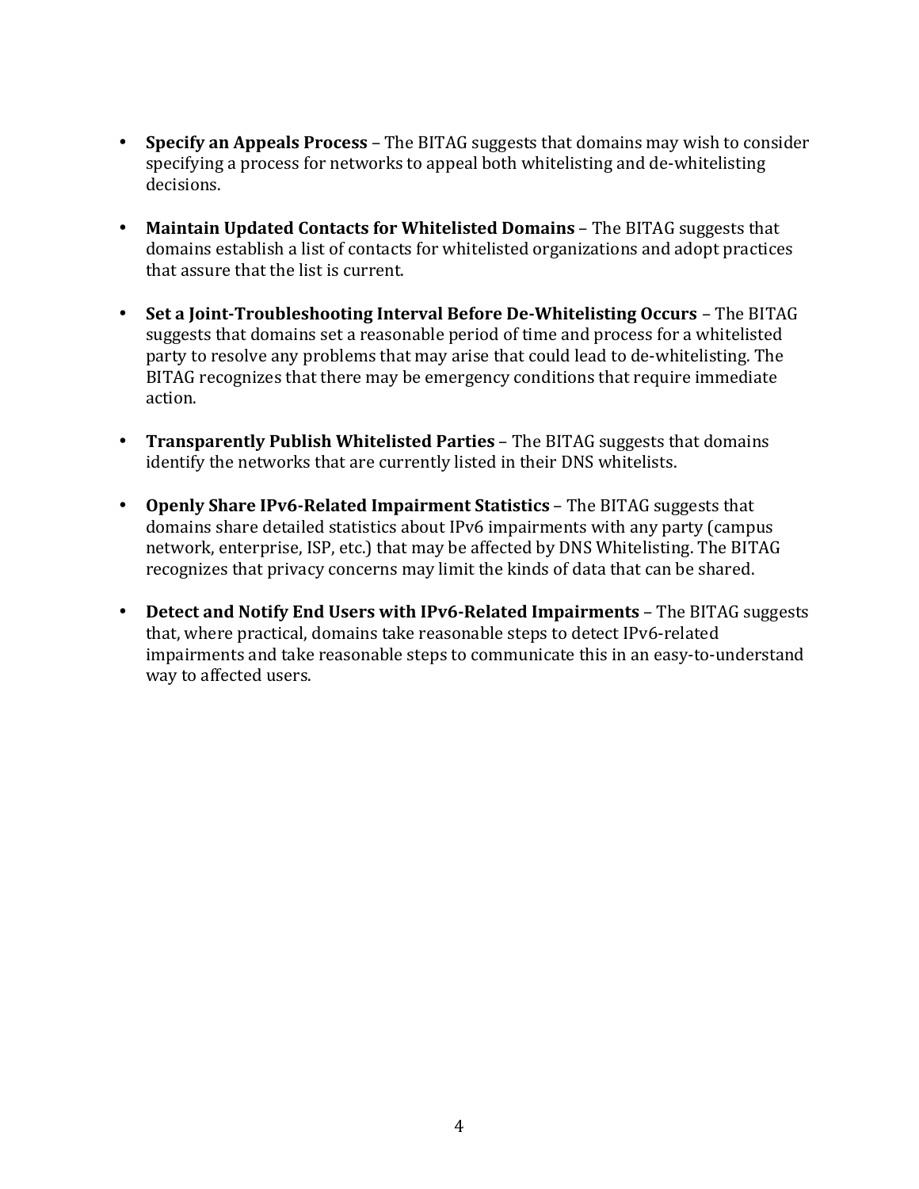- **Specify an Appeals Process** – The BITAG suggests that domains may wish to consider specifying a process for networks to appeal both whitelisting and de-whitelisting decisions.

- **Maintain Updated Contacts for Whitelisted Domains** – The BITAG suggests that domains establish a list of contacts for whitelisted organizations and adopt practices that assure that the list is current.

- **Set a Joint-Troubleshooting Interval Before De-Whitelisting Occurs** – The BITAG suggests that domains set a reasonable period of time and process for a whitelisted party to resolve any problems that may arise that could lead to de-whitelisting. The BITAG recognizes that there may be emergency conditions that require immediate action.

- **Transparently Publish Whitelisted Parties** – The BITAG suggests that domains identify the networks that are currently listed in their DNS whitelists.

- **Openly Share IPv6-Related Impairment Statistics** – The BITAG suggests that domains share detailed statistics about IPv6 impairments with any party (campus network, enterprise, ISP, etc.) that may be affected by DNS Whitelisting. The BITAG recognizes that privacy concerns may limit the kinds of data that can be shared.

- **Detect and Notify End Users with IPv6-Related Impairments** – The BITAG suggests that, where practical, domains take reasonable steps to detect IPv6-related impairments and take reasonable steps to communicate this in an easy-to-understand way to affected users.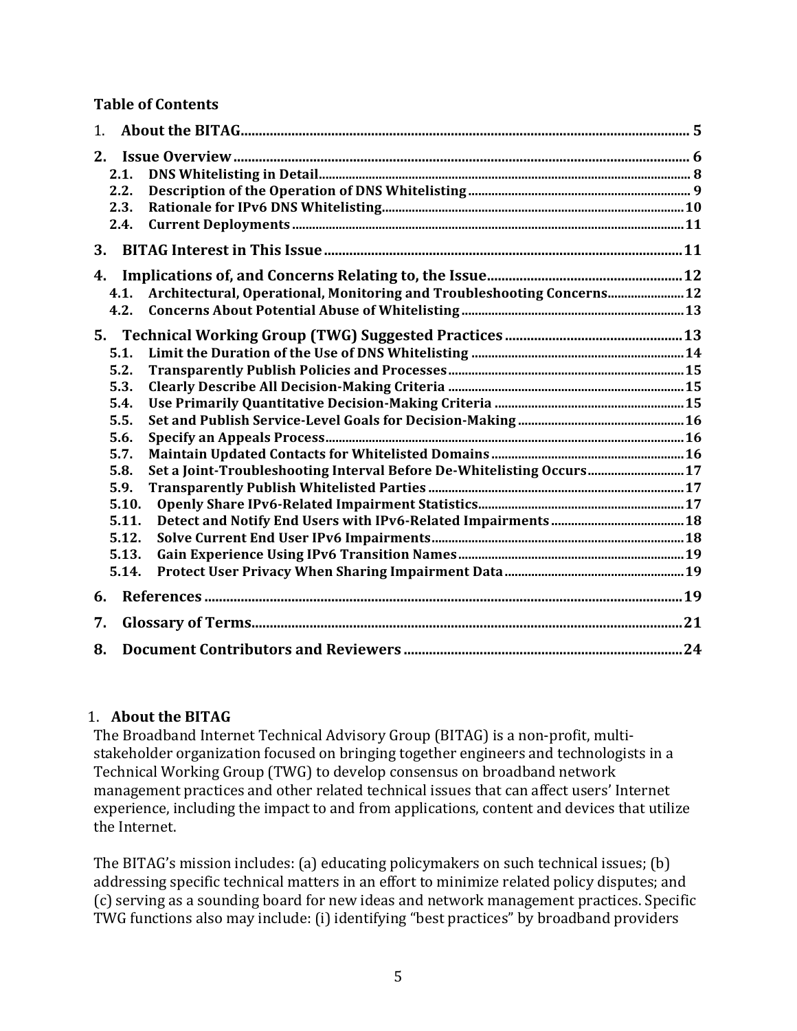**Table of Contents**

1. **About the BITAG** ..... 5
2. **Issue Overview** ..... 6
   - 2.1. DNS Whitelisting in Detail ..... 8
   - 2.2. Description of the Operation of DNS Whitelisting ..... 9
   - 2.3. Rationale for IPv6 DNS Whitelisting ..... 10
   - 2.4. Current Deployments ..... 11
3. **BITAG Interest in This Issue** ..... 11
4. **Implications of, and Concerns Relating to, the Issue** ..... 12
   - 4.1. Architectural, Operational, Monitoring and Troubleshooting Concerns ..... 12
   - 4.2. Concerns About Potential Abuse of Whitelisting ..... 13
5. **Technical Working Group (TWG) Suggested Practices** ..... 13
   - 5.1. Limit the Duration of the Use of DNS Whitelisting ..... 14
   - 5.2. Transparently Publish Policies and Processes ..... 15
   - 5.3. Clearly Describe All Decision-Making Criteria ..... 15
   - 5.4. Use Primarily Quantitative Decision-Making Criteria ..... 15
   - 5.5. Set and Publish Service-Level Goals for Decision-Making ..... 16
   - 5.6. Specify an Appeals Process ..... 16
   - 5.7. Maintain Updated Contacts for Whitelisted Domains ..... 16
   - 5.8. Set a Joint-Troubleshooting Interval Before De-Whitelisting Occurs ..... 17
   - 5.9. Transparently Publish Whitelisted Parties ..... 17
   - 5.10. Openly Share IPv6-Related Impairment Statistics ..... 17
   - 5.11. Detect and Notify End Users with IPv6-Related Impairments ..... 18
   - 5.12. Solve Current End User IPv6 Impairments ..... 18
   - 5.13. Gain Experience Using IPv6 Transition Names ..... 19
   - 5.14. Protect User Privacy When Sharing Impairment Data ..... 19
6. **References** ..... 19
7. **Glossary of Terms** ..... 21
8. **Document Contributors and Reviewers** ..... 24

# 1. About the BITAG

The Broadband Internet Technical Advisory Group (BITAG) is a non-profit, multi-stakeholder organization focused on bringing together engineers and technologists in a Technical Working Group (TWG) to develop consensus on broadband network management practices and other related technical issues that can affect users' Internet experience, including the impact to and from applications, content and devices that utilize the Internet.

The BITAG's mission includes: (a) educating policymakers on such technical issues; (b) addressing specific technical matters in an effort to minimize related policy disputes; and (c) serving as a sounding board for new ideas and network management practices. Specific TWG functions also may include: (i) identifying "best practices" by broadband providers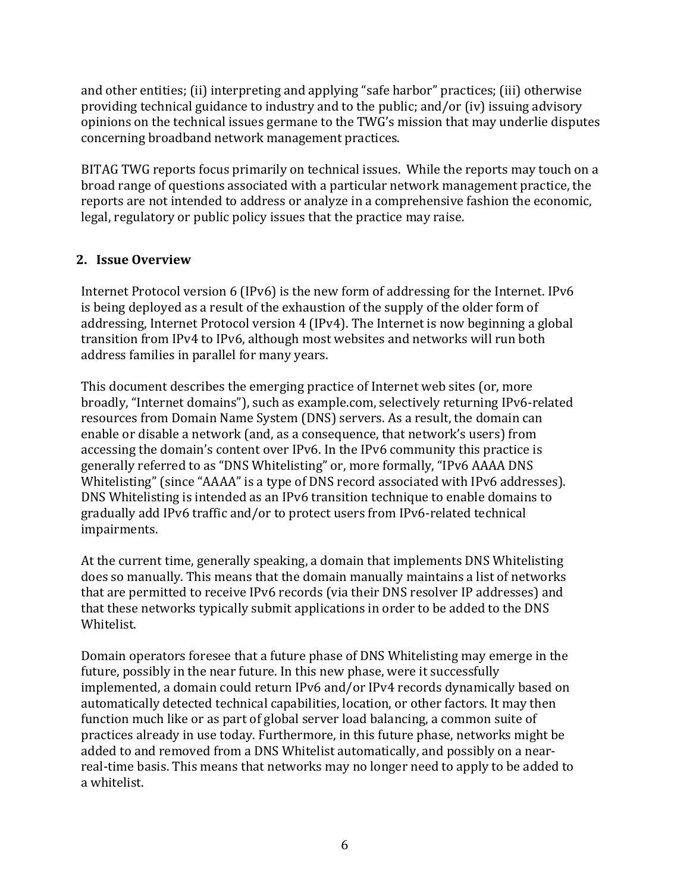and other entities; (ii) interpreting and applying "safe harbor" practices; (iii) otherwise providing technical guidance to industry and to the public; and/or (iv) issuing advisory opinions on the technical issues germane to the TWG's mission that may underlie disputes concerning broadband network management practices.

BITAG TWG reports focus primarily on technical issues. While the reports may touch on a broad range of questions associated with a particular network management practice, the reports are not intended to address or analyze in a comprehensive fashion the economic, legal, regulatory or public policy issues that the practice may raise.

## 2. Issue Overview

Internet Protocol version 6 (IPv6) is the new form of addressing for the Internet. IPv6 is being deployed as a result of the exhaustion of the supply of the older form of addressing, Internet Protocol version 4 (IPv4). The Internet is now beginning a global transition from IPv4 to IPv6, although most websites and networks will run both address families in parallel for many years.

This document describes the emerging practice of Internet web sites (or, more broadly, "Internet domains"), such as example.com, selectively returning IPv6-related resources from Domain Name System (DNS) servers. As a result, the domain can enable or disable a network (and, as a consequence, that network's users) from accessing the domain's content over IPv6. In the IPv6 community this practice is generally referred to as "DNS Whitelisting" or, more formally, "IPv6 AAAA DNS Whitelisting" (since "AAAA" is a type of DNS record associated with IPv6 addresses). DNS Whitelisting is intended as an IPv6 transition technique to enable domains to gradually add IPv6 traffic and/or to protect users from IPv6-related technical impairments.

At the current time, generally speaking, a domain that implements DNS Whitelisting does so manually. This means that the domain manually maintains a list of networks that are permitted to receive IPv6 records (via their DNS resolver IP addresses) and that these networks typically submit applications in order to be added to the DNS Whitelist.

Domain operators foresee that a future phase of DNS Whitelisting may emerge in the future, possibly in the near future. In this new phase, were it successfully implemented, a domain could return IPv6 and/or IPv4 records dynamically based on automatically detected technical capabilities, location, or other factors. It may then function much like or as part of global server load balancing, a common suite of practices already in use today. Furthermore, in this future phase, networks might be added to and removed from a DNS Whitelist automatically, and possibly on a near-real-time basis. This means that networks may no longer need to apply to be added to a whitelist.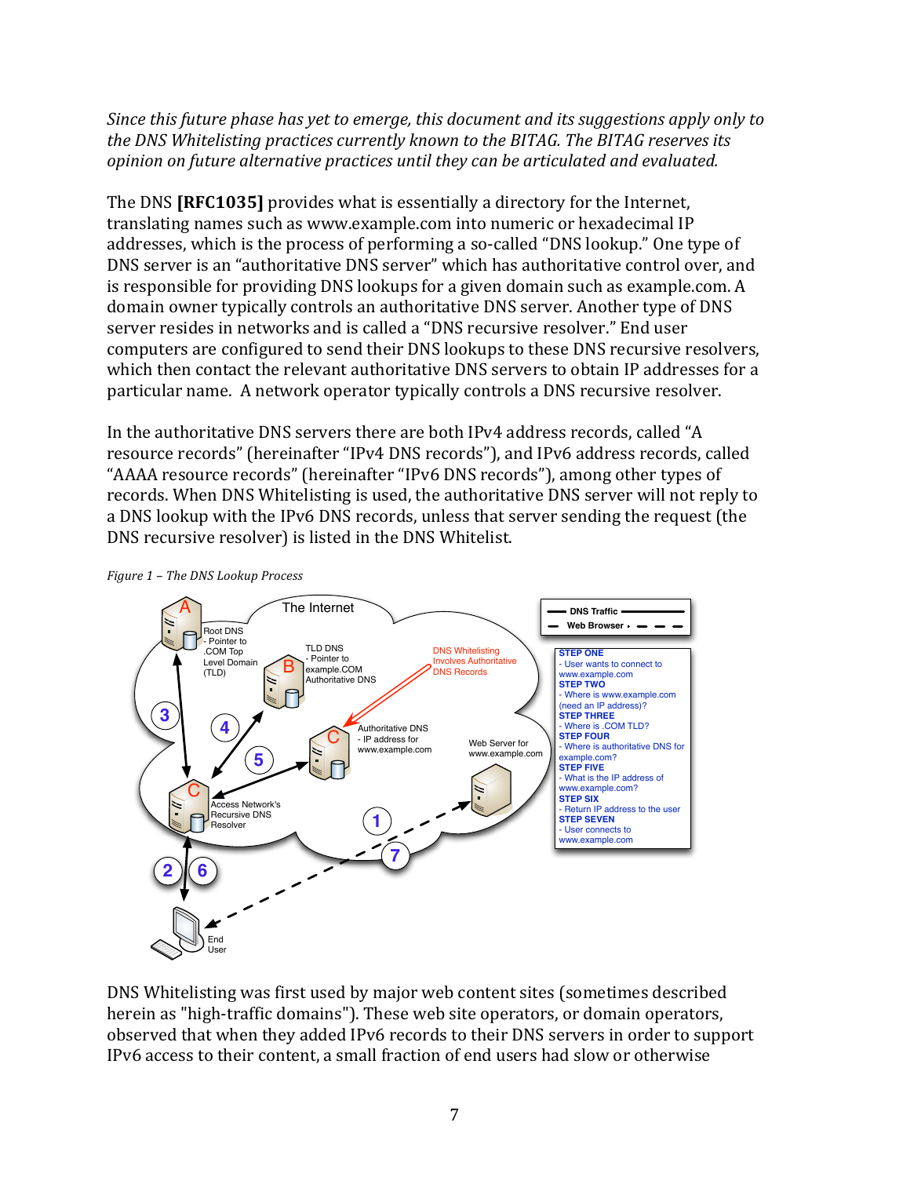*Since this future phase has yet to emerge, this document and its suggestions apply only to the DNS Whitelisting practices currently known to the BITAG. The BITAG reserves its opinion on future alternative practices until they can be articulated and evaluated.*

The DNS **[RFC1035]** provides what is essentially a directory for the Internet, translating names such as www.example.com into numeric or hexadecimal IP addresses, which is the process of performing a so-called "DNS lookup." One type of DNS server is an "authoritative DNS server" which has authoritative control over, and is responsible for providing DNS lookups for a given domain such as example.com. A domain owner typically controls an authoritative DNS server. Another type of DNS server resides in networks and is called a "DNS recursive resolver." End user computers are configured to send their DNS lookups to these DNS recursive resolvers, which then contact the relevant authoritative DNS servers to obtain IP addresses for a particular name. A network operator typically controls a DNS recursive resolver.

In the authoritative DNS servers there are both IPv4 address records, called "A resource records" (hereinafter "IPv4 DNS records"), and IPv6 address records, called "AAAA resource records" (hereinafter "IPv6 DNS records"), among other types of records. When DNS Whitelisting is used, the authoritative DNS server will not reply to a DNS lookup with the IPv6 DNS records, unless that server sending the request (the DNS recursive resolver) is listed in the DNS Whitelist.

*Figure 1 – The DNS Lookup Process*

DNS Whitelisting was first used by major web content sites (sometimes described herein as "high-traffic domains"). These web site operators, or domain operators, observed that when they added IPv6 records to their DNS servers in order to support IPv6 access to their content, a small fraction of end users had slow or otherwise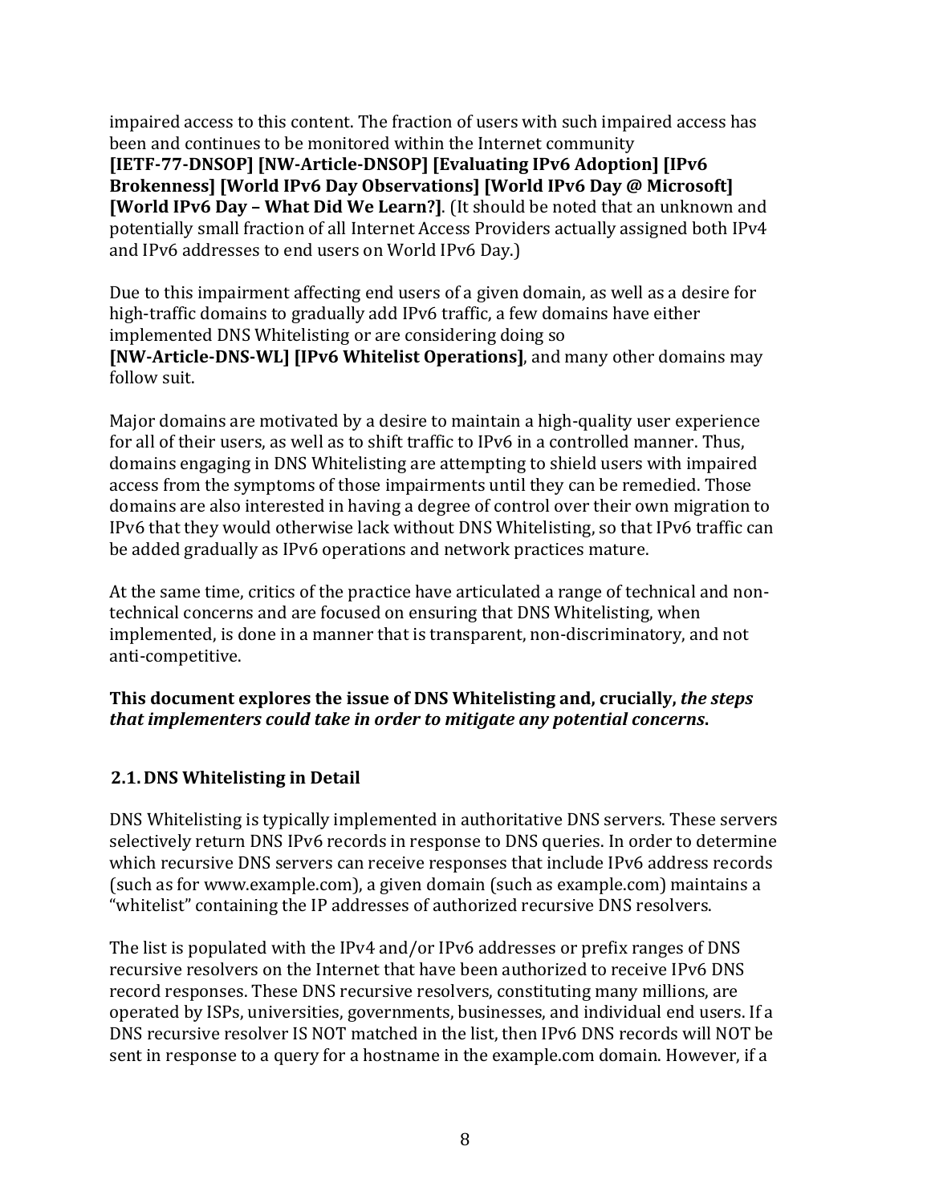impaired access to this content. The fraction of users with such impaired access has been and continues to be monitored within the Internet community **[IETF-77-DNSOP] [NW-Article-DNSOP] [Evaluating IPv6 Adoption] [IPv6 Brokenness] [World IPv6 Day Observations] [World IPv6 Day @ Microsoft] [World IPv6 Day – What Did We Learn?]**. (It should be noted that an unknown and potentially small fraction of all Internet Access Providers actually assigned both IPv4 and IPv6 addresses to end users on World IPv6 Day.)

Due to this impairment affecting end users of a given domain, as well as a desire for high-traffic domains to gradually add IPv6 traffic, a few domains have either implemented DNS Whitelisting or are considering doing so **[NW-Article-DNS-WL] [IPv6 Whitelist Operations]**, and many other domains may follow suit.

Major domains are motivated by a desire to maintain a high-quality user experience for all of their users, as well as to shift traffic to IPv6 in a controlled manner. Thus, domains engaging in DNS Whitelisting are attempting to shield users with impaired access from the symptoms of those impairments until they can be remedied. Those domains are also interested in having a degree of control over their own migration to IPv6 that they would otherwise lack without DNS Whitelisting, so that IPv6 traffic can be added gradually as IPv6 operations and network practices mature.

At the same time, critics of the practice have articulated a range of technical and non-technical concerns and are focused on ensuring that DNS Whitelisting, when implemented, is done in a manner that is transparent, non-discriminatory, and not anti-competitive.

**This document explores the issue of DNS Whitelisting and, crucially, *the steps that implementers could take in order to mitigate any potential concerns*.**

## 2.1. DNS Whitelisting in Detail

DNS Whitelisting is typically implemented in authoritative DNS servers. These servers selectively return DNS IPv6 records in response to DNS queries. In order to determine which recursive DNS servers can receive responses that include IPv6 address records (such as for www.example.com), a given domain (such as example.com) maintains a "whitelist" containing the IP addresses of authorized recursive DNS resolvers.

The list is populated with the IPv4 and/or IPv6 addresses or prefix ranges of DNS recursive resolvers on the Internet that have been authorized to receive IPv6 DNS record responses. These DNS recursive resolvers, constituting many millions, are operated by ISPs, universities, governments, businesses, and individual end users. If a DNS recursive resolver IS NOT matched in the list, then IPv6 DNS records will NOT be sent in response to a query for a hostname in the example.com domain. However, if a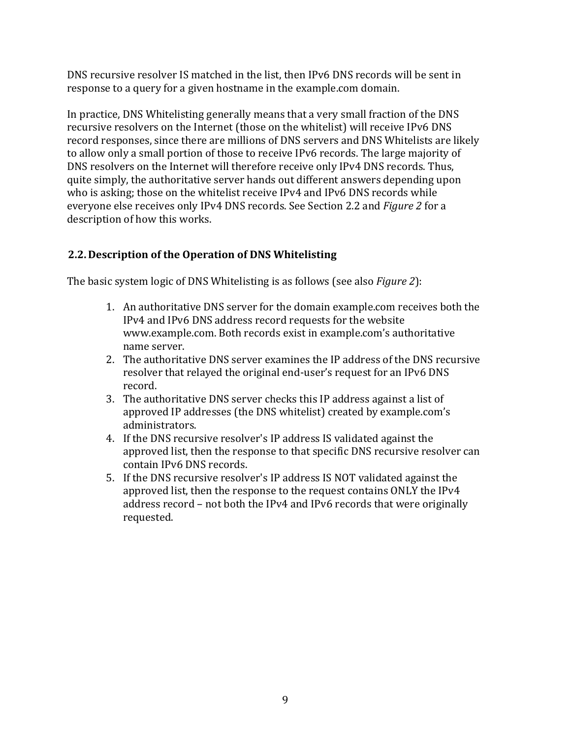DNS recursive resolver IS matched in the list, then IPv6 DNS records will be sent in response to a query for a given hostname in the example.com domain.

In practice, DNS Whitelisting generally means that a very small fraction of the DNS recursive resolvers on the Internet (those on the whitelist) will receive IPv6 DNS record responses, since there are millions of DNS servers and DNS Whitelists are likely to allow only a small portion of those to receive IPv6 records. The large majority of DNS resolvers on the Internet will therefore receive only IPv4 DNS records. Thus, quite simply, the authoritative server hands out different answers depending upon who is asking; those on the whitelist receive IPv4 and IPv6 DNS records while everyone else receives only IPv4 DNS records. See Section 2.2 and *Figure 2* for a description of how this works.

## 2.2. Description of the Operation of DNS Whitelisting

The basic system logic of DNS Whitelisting is as follows (see also *Figure 2*):

1. An authoritative DNS server for the domain example.com receives both the IPv4 and IPv6 DNS address record requests for the website www.example.com. Both records exist in example.com's authoritative name server.
2. The authoritative DNS server examines the IP address of the DNS recursive resolver that relayed the original end-user's request for an IPv6 DNS record.
3. The authoritative DNS server checks this IP address against a list of approved IP addresses (the DNS whitelist) created by example.com's administrators.
4. If the DNS recursive resolver's IP address IS validated against the approved list, then the response to that specific DNS recursive resolver can contain IPv6 DNS records.
5. If the DNS recursive resolver's IP address IS NOT validated against the approved list, then the response to the request contains ONLY the IPv4 address record – not both the IPv4 and IPv6 records that were originally requested.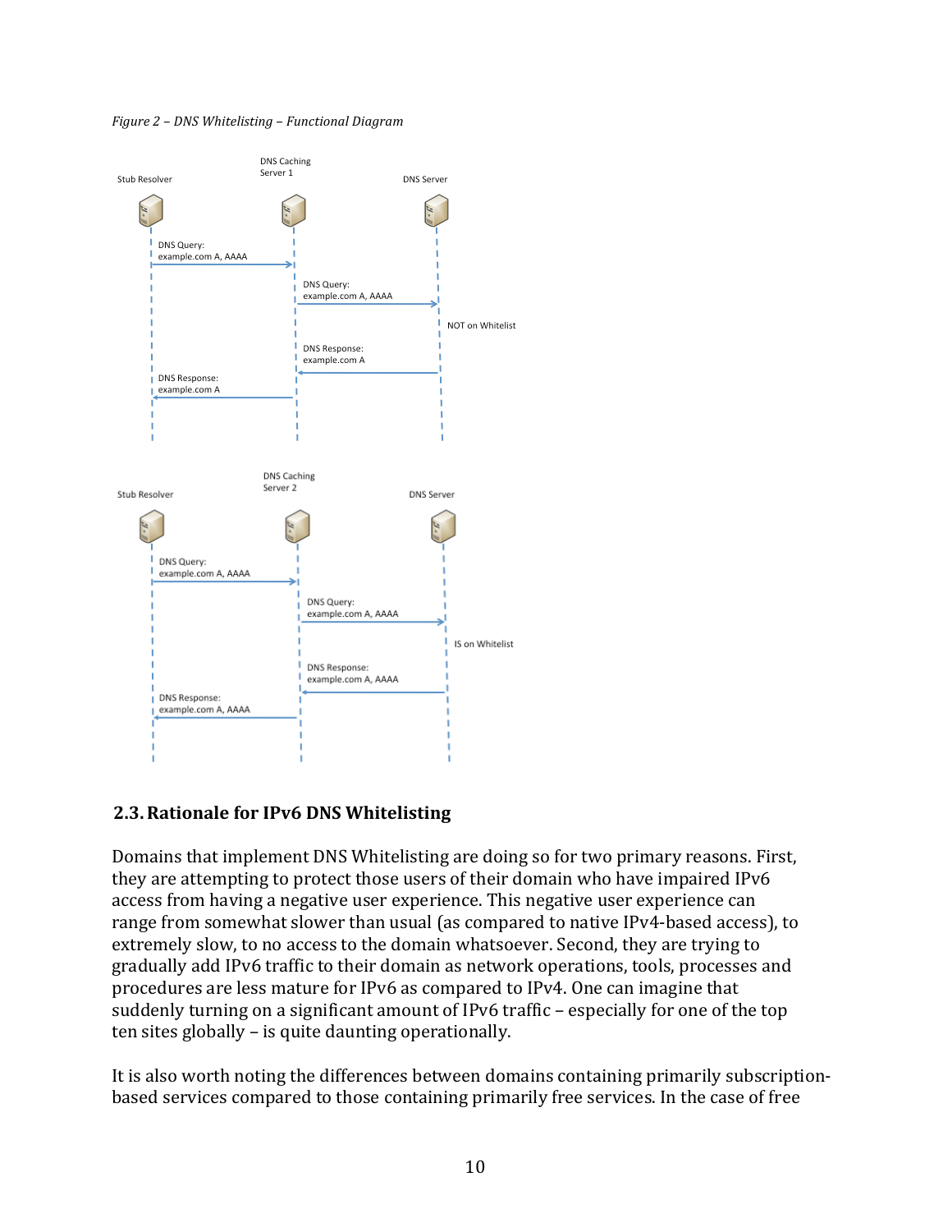*Figure 2 – DNS Whitelisting – Functional Diagram*

Stub Resolver | DNS Caching Server 1 | DNS Server

DNS Query: example.com A, AAAA

DNS Query: example.com A, AAAA

NOT on Whitelist

DNS Response: example.com A

DNS Response: example.com A

Stub Resolver | DNS Caching Server 2 | DNS Server

DNS Query: example.com A, AAAA

DNS Query: example.com A, AAAA

IS on Whitelist

DNS Response: example.com A, AAAA

DNS Response: example.com A, AAAA

## 2.3. Rationale for IPv6 DNS Whitelisting

Domains that implement DNS Whitelisting are doing so for two primary reasons. First, they are attempting to protect those users of their domain who have impaired IPv6 access from having a negative user experience. This negative user experience can range from somewhat slower than usual (as compared to native IPv4-based access), to extremely slow, to no access to the domain whatsoever. Second, they are trying to gradually add IPv6 traffic to their domain as network operations, tools, processes and procedures are less mature for IPv6 as compared to IPv4. One can imagine that suddenly turning on a significant amount of IPv6 traffic – especially for one of the top ten sites globally – is quite daunting operationally.

It is also worth noting the differences between domains containing primarily subscription-based services compared to those containing primarily free services. In the case of free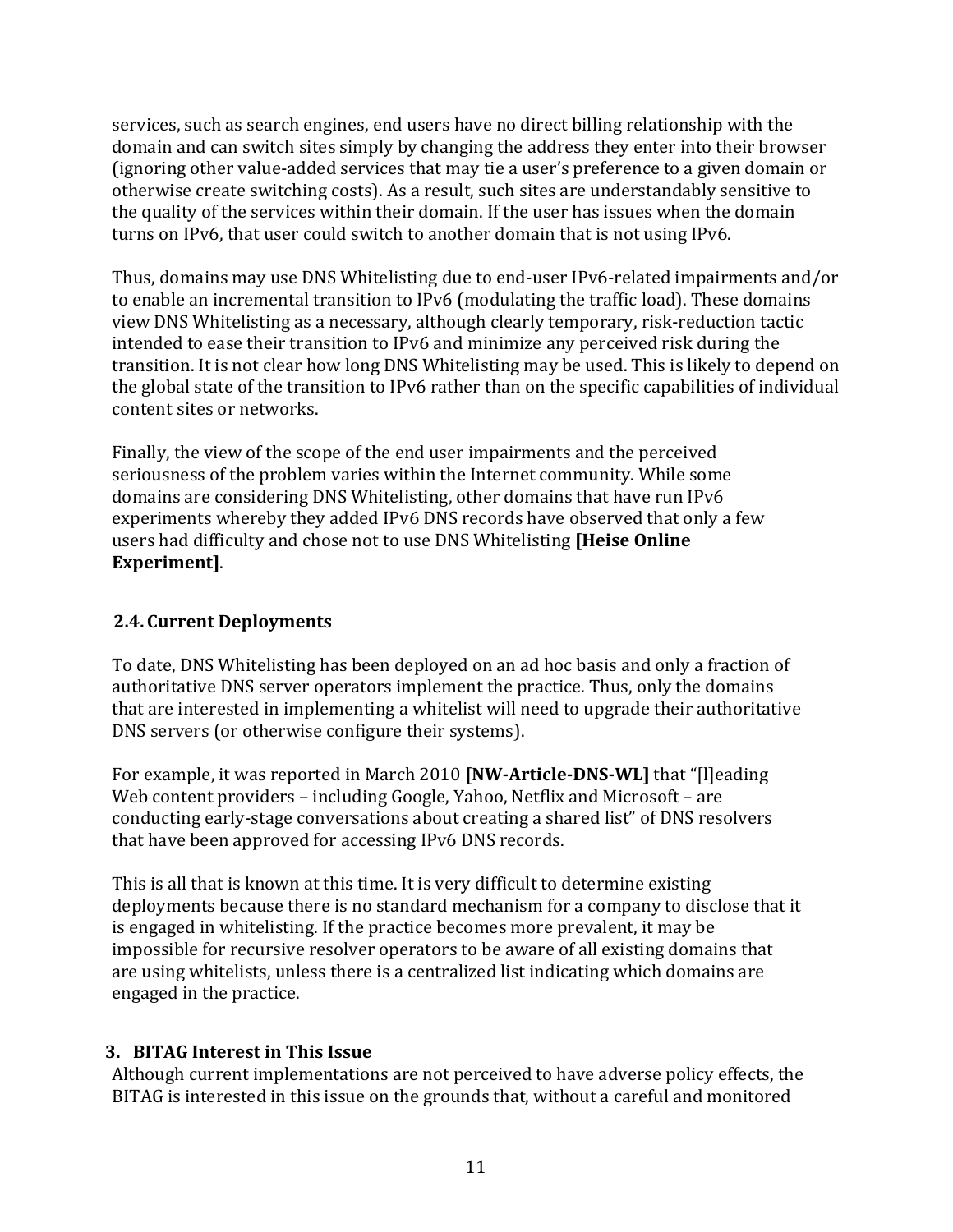services, such as search engines, end users have no direct billing relationship with the domain and can switch sites simply by changing the address they enter into their browser (ignoring other value-added services that may tie a user's preference to a given domain or otherwise create switching costs). As a result, such sites are understandably sensitive to the quality of the services within their domain. If the user has issues when the domain turns on IPv6, that user could switch to another domain that is not using IPv6.

Thus, domains may use DNS Whitelisting due to end-user IPv6-related impairments and/or to enable an incremental transition to IPv6 (modulating the traffic load). These domains view DNS Whitelisting as a necessary, although clearly temporary, risk-reduction tactic intended to ease their transition to IPv6 and minimize any perceived risk during the transition. It is not clear how long DNS Whitelisting may be used. This is likely to depend on the global state of the transition to IPv6 rather than on the specific capabilities of individual content sites or networks.

Finally, the view of the scope of the end user impairments and the perceived seriousness of the problem varies within the Internet community. While some domains are considering DNS Whitelisting, other domains that have run IPv6 experiments whereby they added IPv6 DNS records have observed that only a few users had difficulty and chose not to use DNS Whitelisting **[Heise Online Experiment]**.

### 2.4. Current Deployments

To date, DNS Whitelisting has been deployed on an ad hoc basis and only a fraction of authoritative DNS server operators implement the practice. Thus, only the domains that are interested in implementing a whitelist will need to upgrade their authoritative DNS servers (or otherwise configure their systems).

For example, it was reported in March 2010 **[NW-Article-DNS-WL]** that "[l]eading Web content providers – including Google, Yahoo, Netflix and Microsoft – are conducting early-stage conversations about creating a shared list" of DNS resolvers that have been approved for accessing IPv6 DNS records.

This is all that is known at this time. It is very difficult to determine existing deployments because there is no standard mechanism for a company to disclose that it is engaged in whitelisting. If the practice becomes more prevalent, it may be impossible for recursive resolver operators to be aware of all existing domains that are using whitelists, unless there is a centralized list indicating which domains are engaged in the practice.

## 3. BITAG Interest in This Issue

Although current implementations are not perceived to have adverse policy effects, the BITAG is interested in this issue on the grounds that, without a careful and monitored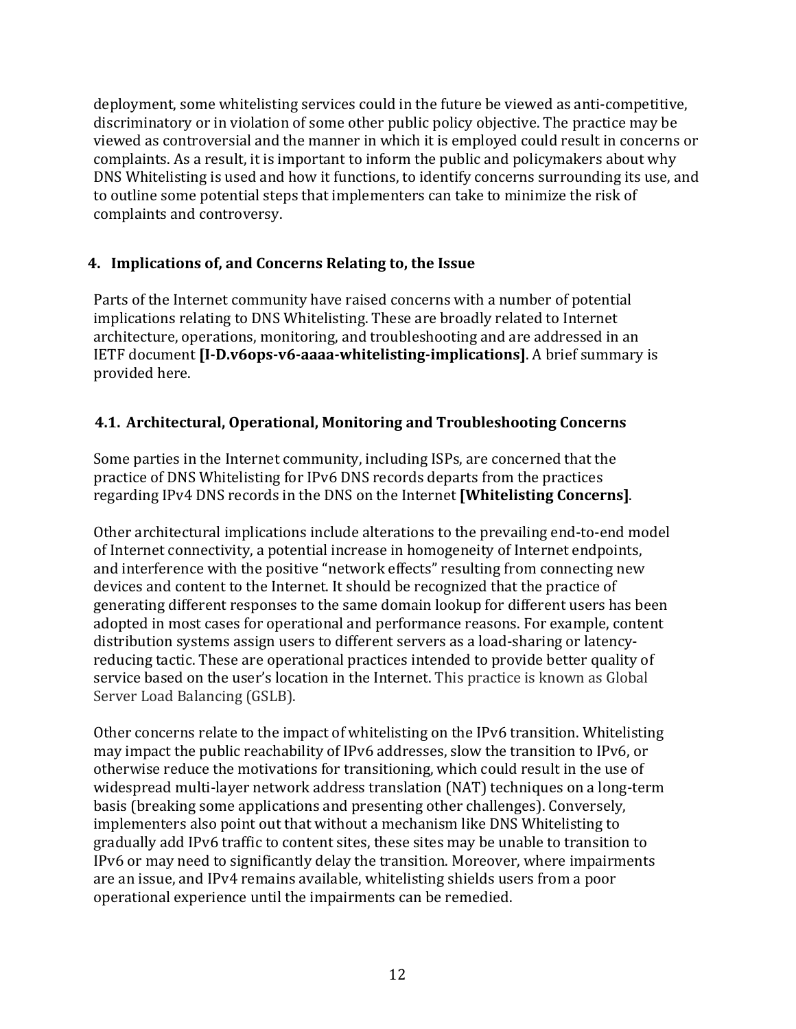deployment, some whitelisting services could in the future be viewed as anti-competitive, discriminatory or in violation of some other public policy objective. The practice may be viewed as controversial and the manner in which it is employed could result in concerns or complaints. As a result, it is important to inform the public and policymakers about why DNS Whitelisting is used and how it functions, to identify concerns surrounding its use, and to outline some potential steps that implementers can take to minimize the risk of complaints and controversy.

## 4. Implications of, and Concerns Relating to, the Issue

Parts of the Internet community have raised concerns with a number of potential implications relating to DNS Whitelisting. These are broadly related to Internet architecture, operations, monitoring, and troubleshooting and are addressed in an IETF document **[I-D.v6ops-v6-aaaa-whitelisting-implications]**. A brief summary is provided here.

### 4.1. Architectural, Operational, Monitoring and Troubleshooting Concerns

Some parties in the Internet community, including ISPs, are concerned that the practice of DNS Whitelisting for IPv6 DNS records departs from the practices regarding IPv4 DNS records in the DNS on the Internet **[Whitelisting Concerns]**.

Other architectural implications include alterations to the prevailing end-to-end model of Internet connectivity, a potential increase in homogeneity of Internet endpoints, and interference with the positive "network effects" resulting from connecting new devices and content to the Internet. It should be recognized that the practice of generating different responses to the same domain lookup for different users has been adopted in most cases for operational and performance reasons. For example, content distribution systems assign users to different servers as a load-sharing or latency-reducing tactic. These are operational practices intended to provide better quality of service based on the user's location in the Internet. This practice is known as Global Server Load Balancing (GSLB).

Other concerns relate to the impact of whitelisting on the IPv6 transition. Whitelisting may impact the public reachability of IPv6 addresses, slow the transition to IPv6, or otherwise reduce the motivations for transitioning, which could result in the use of widespread multi-layer network address translation (NAT) techniques on a long-term basis (breaking some applications and presenting other challenges). Conversely, implementers also point out that without a mechanism like DNS Whitelisting to gradually add IPv6 traffic to content sites, these sites may be unable to transition to IPv6 or may need to significantly delay the transition. Moreover, where impairments are an issue, and IPv4 remains available, whitelisting shields users from a poor operational experience until the impairments can be remedied.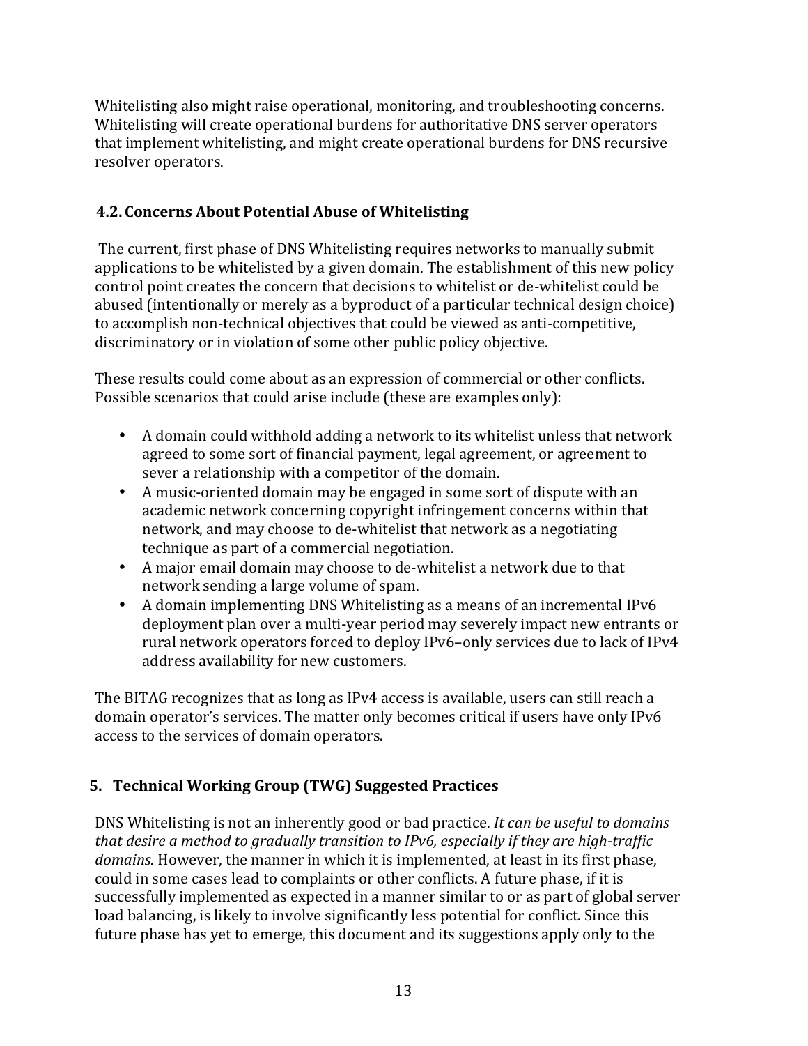Whitelisting also might raise operational, monitoring, and troubleshooting concerns. Whitelisting will create operational burdens for authoritative DNS server operators that implement whitelisting, and might create operational burdens for DNS recursive resolver operators.

### 4.2. Concerns About Potential Abuse of Whitelisting

The current, first phase of DNS Whitelisting requires networks to manually submit applications to be whitelisted by a given domain. The establishment of this new policy control point creates the concern that decisions to whitelist or de-whitelist could be abused (intentionally or merely as a byproduct of a particular technical design choice) to accomplish non-technical objectives that could be viewed as anti-competitive, discriminatory or in violation of some other public policy objective.

These results could come about as an expression of commercial or other conflicts. Possible scenarios that could arise include (these are examples only):

- A domain could withhold adding a network to its whitelist unless that network agreed to some sort of financial payment, legal agreement, or agreement to sever a relationship with a competitor of the domain.
- A music-oriented domain may be engaged in some sort of dispute with an academic network concerning copyright infringement concerns within that network, and may choose to de-whitelist that network as a negotiating technique as part of a commercial negotiation.
- A major email domain may choose to de-whitelist a network due to that network sending a large volume of spam.
- A domain implementing DNS Whitelisting as a means of an incremental IPv6 deployment plan over a multi-year period may severely impact new entrants or rural network operators forced to deploy IPv6–only services due to lack of IPv4 address availability for new customers.

The BITAG recognizes that as long as IPv4 access is available, users can still reach a domain operator's services. The matter only becomes critical if users have only IPv6 access to the services of domain operators.

## 5. Technical Working Group (TWG) Suggested Practices

DNS Whitelisting is not an inherently good or bad practice. *It can be useful to domains that desire a method to gradually transition to IPv6, especially if they are high-traffic domains.* However, the manner in which it is implemented, at least in its first phase, could in some cases lead to complaints or other conflicts. A future phase, if it is successfully implemented as expected in a manner similar to or as part of global server load balancing, is likely to involve significantly less potential for conflict. Since this future phase has yet to emerge, this document and its suggestions apply only to the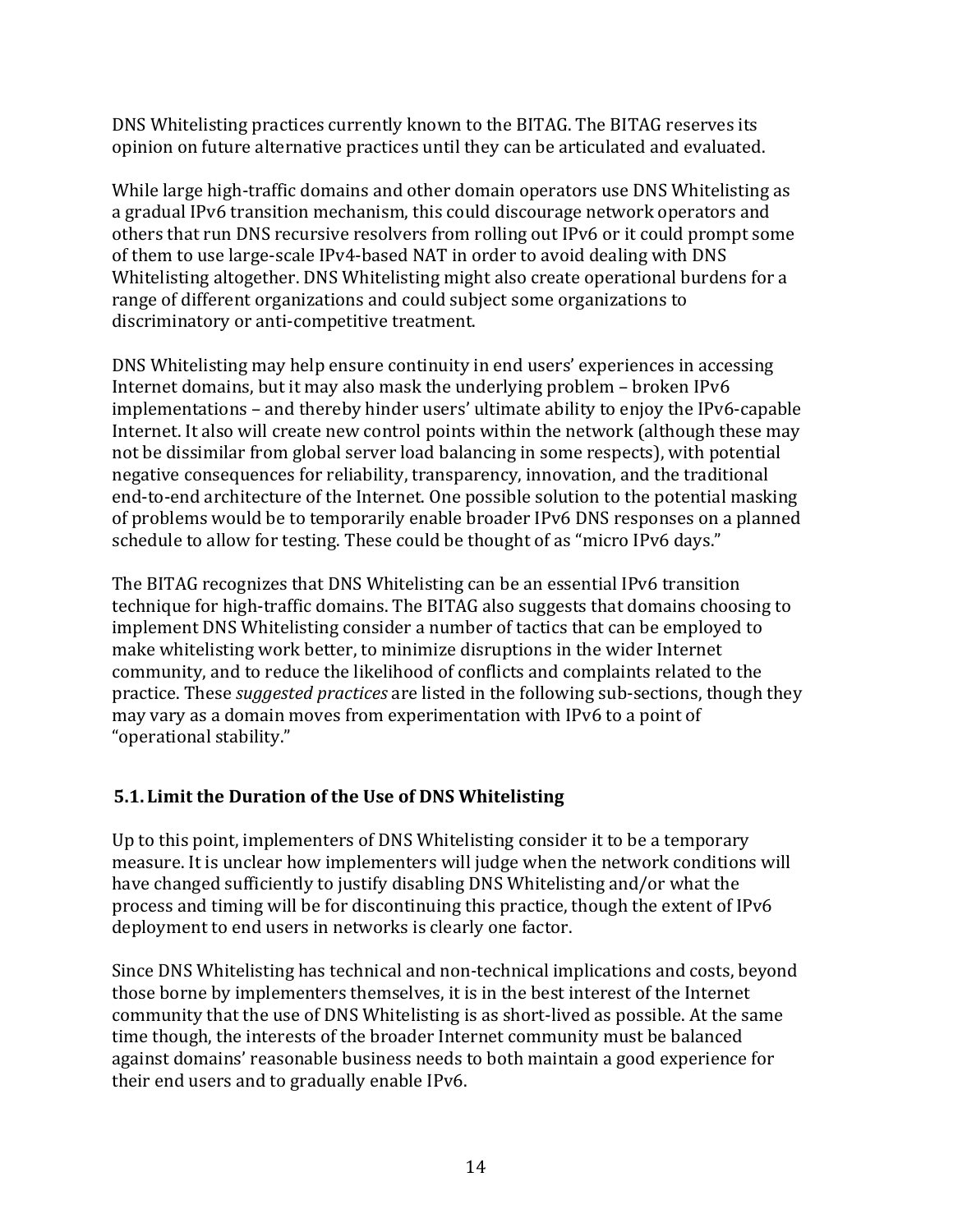DNS Whitelisting practices currently known to the BITAG. The BITAG reserves its opinion on future alternative practices until they can be articulated and evaluated.

While large high-traffic domains and other domain operators use DNS Whitelisting as a gradual IPv6 transition mechanism, this could discourage network operators and others that run DNS recursive resolvers from rolling out IPv6 or it could prompt some of them to use large-scale IPv4-based NAT in order to avoid dealing with DNS Whitelisting altogether. DNS Whitelisting might also create operational burdens for a range of different organizations and could subject some organizations to discriminatory or anti-competitive treatment.

DNS Whitelisting may help ensure continuity in end users' experiences in accessing Internet domains, but it may also mask the underlying problem – broken IPv6 implementations – and thereby hinder users' ultimate ability to enjoy the IPv6-capable Internet. It also will create new control points within the network (although these may not be dissimilar from global server load balancing in some respects), with potential negative consequences for reliability, transparency, innovation, and the traditional end-to-end architecture of the Internet. One possible solution to the potential masking of problems would be to temporarily enable broader IPv6 DNS responses on a planned schedule to allow for testing. These could be thought of as "micro IPv6 days."

The BITAG recognizes that DNS Whitelisting can be an essential IPv6 transition technique for high-traffic domains. The BITAG also suggests that domains choosing to implement DNS Whitelisting consider a number of tactics that can be employed to make whitelisting work better, to minimize disruptions in the wider Internet community, and to reduce the likelihood of conflicts and complaints related to the practice. These *suggested practices* are listed in the following sub-sections, though they may vary as a domain moves from experimentation with IPv6 to a point of "operational stability."

## 5.1. Limit the Duration of the Use of DNS Whitelisting

Up to this point, implementers of DNS Whitelisting consider it to be a temporary measure. It is unclear how implementers will judge when the network conditions will have changed sufficiently to justify disabling DNS Whitelisting and/or what the process and timing will be for discontinuing this practice, though the extent of IPv6 deployment to end users in networks is clearly one factor.

Since DNS Whitelisting has technical and non-technical implications and costs, beyond those borne by implementers themselves, it is in the best interest of the Internet community that the use of DNS Whitelisting is as short-lived as possible. At the same time though, the interests of the broader Internet community must be balanced against domains' reasonable business needs to both maintain a good experience for their end users and to gradually enable IPv6.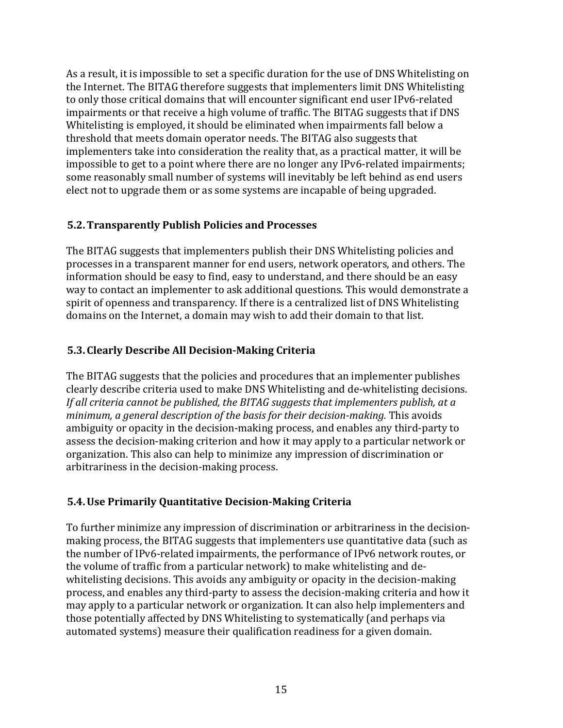As a result, it is impossible to set a specific duration for the use of DNS Whitelisting on the Internet. The BITAG therefore suggests that implementers limit DNS Whitelisting to only those critical domains that will encounter significant end user IPv6-related impairments or that receive a high volume of traffic. The BITAG suggests that if DNS Whitelisting is employed, it should be eliminated when impairments fall below a threshold that meets domain operator needs. The BITAG also suggests that implementers take into consideration the reality that, as a practical matter, it will be impossible to get to a point where there are no longer any IPv6-related impairments; some reasonably small number of systems will inevitably be left behind as end users elect not to upgrade them or as some systems are incapable of being upgraded.

### 5.2. Transparently Publish Policies and Processes

The BITAG suggests that implementers publish their DNS Whitelisting policies and processes in a transparent manner for end users, network operators, and others. The information should be easy to find, easy to understand, and there should be an easy way to contact an implementer to ask additional questions. This would demonstrate a spirit of openness and transparency. If there is a centralized list of DNS Whitelisting domains on the Internet, a domain may wish to add their domain to that list.

### 5.3. Clearly Describe All Decision-Making Criteria

The BITAG suggests that the policies and procedures that an implementer publishes clearly describe criteria used to make DNS Whitelisting and de-whitelisting decisions. *If all criteria cannot be published, the BITAG suggests that implementers publish, at a minimum, a general description of the basis for their decision-making.* This avoids ambiguity or opacity in the decision-making process, and enables any third-party to assess the decision-making criterion and how it may apply to a particular network or organization. This also can help to minimize any impression of discrimination or arbitrariness in the decision-making process.

### 5.4. Use Primarily Quantitative Decision-Making Criteria

To further minimize any impression of discrimination or arbitrariness in the decision-making process, the BITAG suggests that implementers use quantitative data (such as the number of IPv6-related impairments, the performance of IPv6 network routes, or the volume of traffic from a particular network) to make whitelisting and de-whitelisting decisions. This avoids any ambiguity or opacity in the decision-making process, and enables any third-party to assess the decision-making criteria and how it may apply to a particular network or organization. It can also help implementers and those potentially affected by DNS Whitelisting to systematically (and perhaps via automated systems) measure their qualification readiness for a given domain.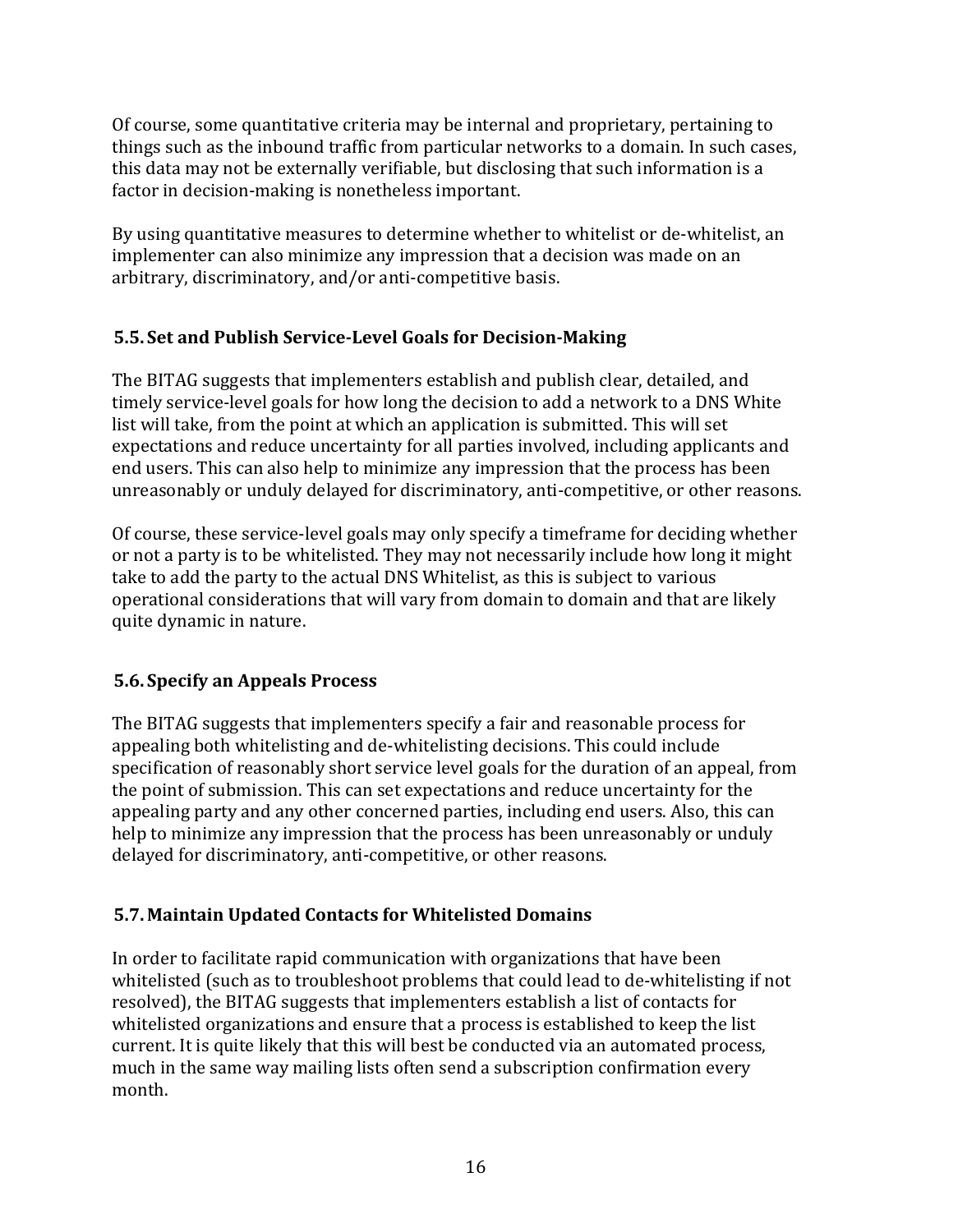Of course, some quantitative criteria may be internal and proprietary, pertaining to things such as the inbound traffic from particular networks to a domain. In such cases, this data may not be externally verifiable, but disclosing that such information is a factor in decision-making is nonetheless important.

By using quantitative measures to determine whether to whitelist or de-whitelist, an implementer can also minimize any impression that a decision was made on an arbitrary, discriminatory, and/or anti-competitive basis.

### 5.5. Set and Publish Service-Level Goals for Decision-Making

The BITAG suggests that implementers establish and publish clear, detailed, and timely service-level goals for how long the decision to add a network to a DNS White list will take, from the point at which an application is submitted. This will set expectations and reduce uncertainty for all parties involved, including applicants and end users. This can also help to minimize any impression that the process has been unreasonably or unduly delayed for discriminatory, anti-competitive, or other reasons.

Of course, these service-level goals may only specify a timeframe for deciding whether or not a party is to be whitelisted. They may not necessarily include how long it might take to add the party to the actual DNS Whitelist, as this is subject to various operational considerations that will vary from domain to domain and that are likely quite dynamic in nature.

### 5.6. Specify an Appeals Process

The BITAG suggests that implementers specify a fair and reasonable process for appealing both whitelisting and de-whitelisting decisions. This could include specification of reasonably short service level goals for the duration of an appeal, from the point of submission. This can set expectations and reduce uncertainty for the appealing party and any other concerned parties, including end users. Also, this can help to minimize any impression that the process has been unreasonably or unduly delayed for discriminatory, anti-competitive, or other reasons.

### 5.7. Maintain Updated Contacts for Whitelisted Domains

In order to facilitate rapid communication with organizations that have been whitelisted (such as to troubleshoot problems that could lead to de-whitelisting if not resolved), the BITAG suggests that implementers establish a list of contacts for whitelisted organizations and ensure that a process is established to keep the list current. It is quite likely that this will best be conducted via an automated process, much in the same way mailing lists often send a subscription confirmation every month.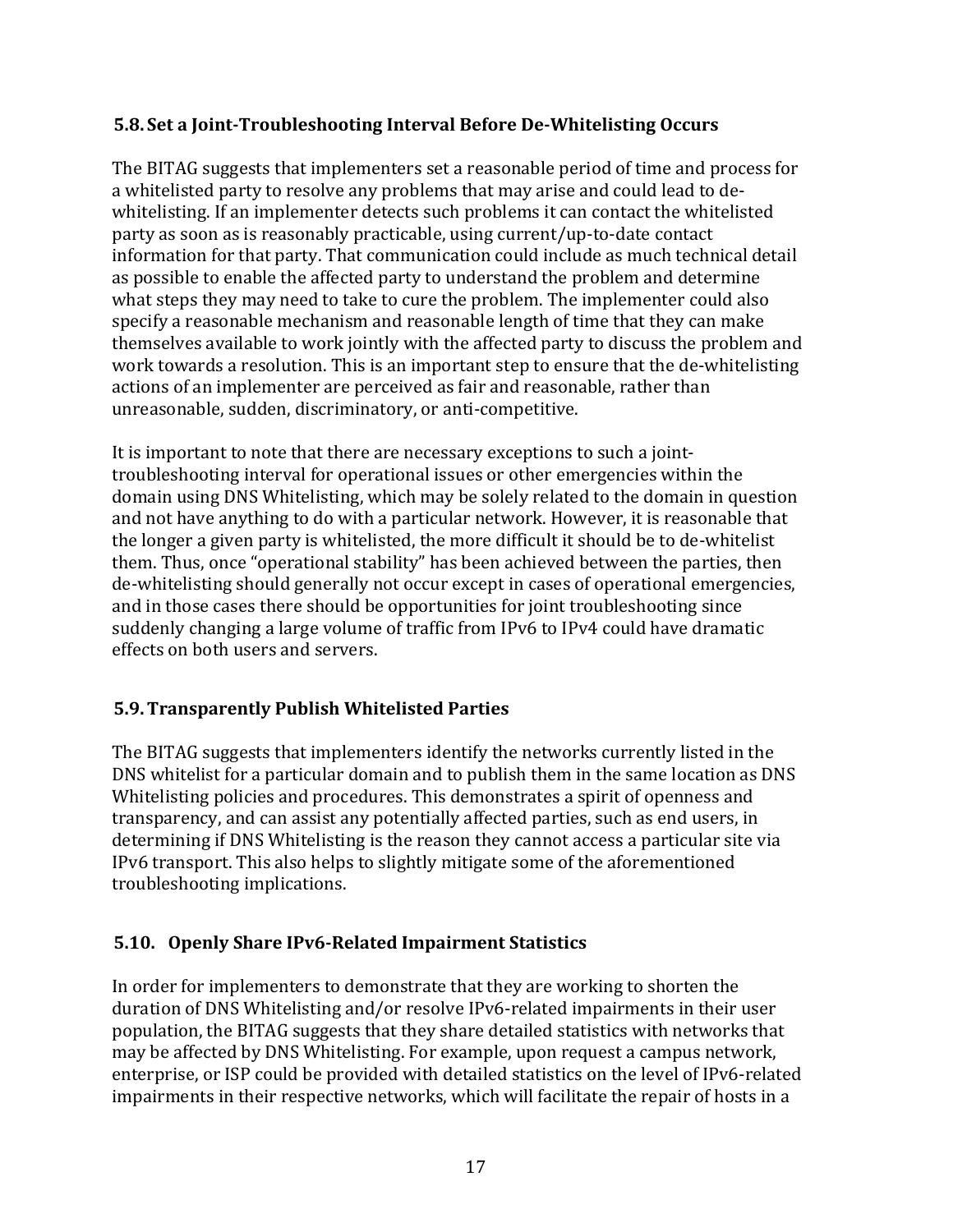### 5.8. Set a Joint-Troubleshooting Interval Before De-Whitelisting Occurs

The BITAG suggests that implementers set a reasonable period of time and process for a whitelisted party to resolve any problems that may arise and could lead to de-whitelisting. If an implementer detects such problems it can contact the whitelisted party as soon as is reasonably practicable, using current/up-to-date contact information for that party. That communication could include as much technical detail as possible to enable the affected party to understand the problem and determine what steps they may need to take to cure the problem. The implementer could also specify a reasonable mechanism and reasonable length of time that they can make themselves available to work jointly with the affected party to discuss the problem and work towards a resolution. This is an important step to ensure that the de-whitelisting actions of an implementer are perceived as fair and reasonable, rather than unreasonable, sudden, discriminatory, or anti-competitive.

It is important to note that there are necessary exceptions to such a joint-troubleshooting interval for operational issues or other emergencies within the domain using DNS Whitelisting, which may be solely related to the domain in question and not have anything to do with a particular network. However, it is reasonable that the longer a given party is whitelisted, the more difficult it should be to de-whitelist them. Thus, once "operational stability" has been achieved between the parties, then de-whitelisting should generally not occur except in cases of operational emergencies, and in those cases there should be opportunities for joint troubleshooting since suddenly changing a large volume of traffic from IPv6 to IPv4 could have dramatic effects on both users and servers.

### 5.9. Transparently Publish Whitelisted Parties

The BITAG suggests that implementers identify the networks currently listed in the DNS whitelist for a particular domain and to publish them in the same location as DNS Whitelisting policies and procedures. This demonstrates a spirit of openness and transparency, and can assist any potentially affected parties, such as end users, in determining if DNS Whitelisting is the reason they cannot access a particular site via IPv6 transport. This also helps to slightly mitigate some of the aforementioned troubleshooting implications.

### 5.10. Openly Share IPv6-Related Impairment Statistics

In order for implementers to demonstrate that they are working to shorten the duration of DNS Whitelisting and/or resolve IPv6-related impairments in their user population, the BITAG suggests that they share detailed statistics with networks that may be affected by DNS Whitelisting. For example, upon request a campus network, enterprise, or ISP could be provided with detailed statistics on the level of IPv6-related impairments in their respective networks, which will facilitate the repair of hosts in a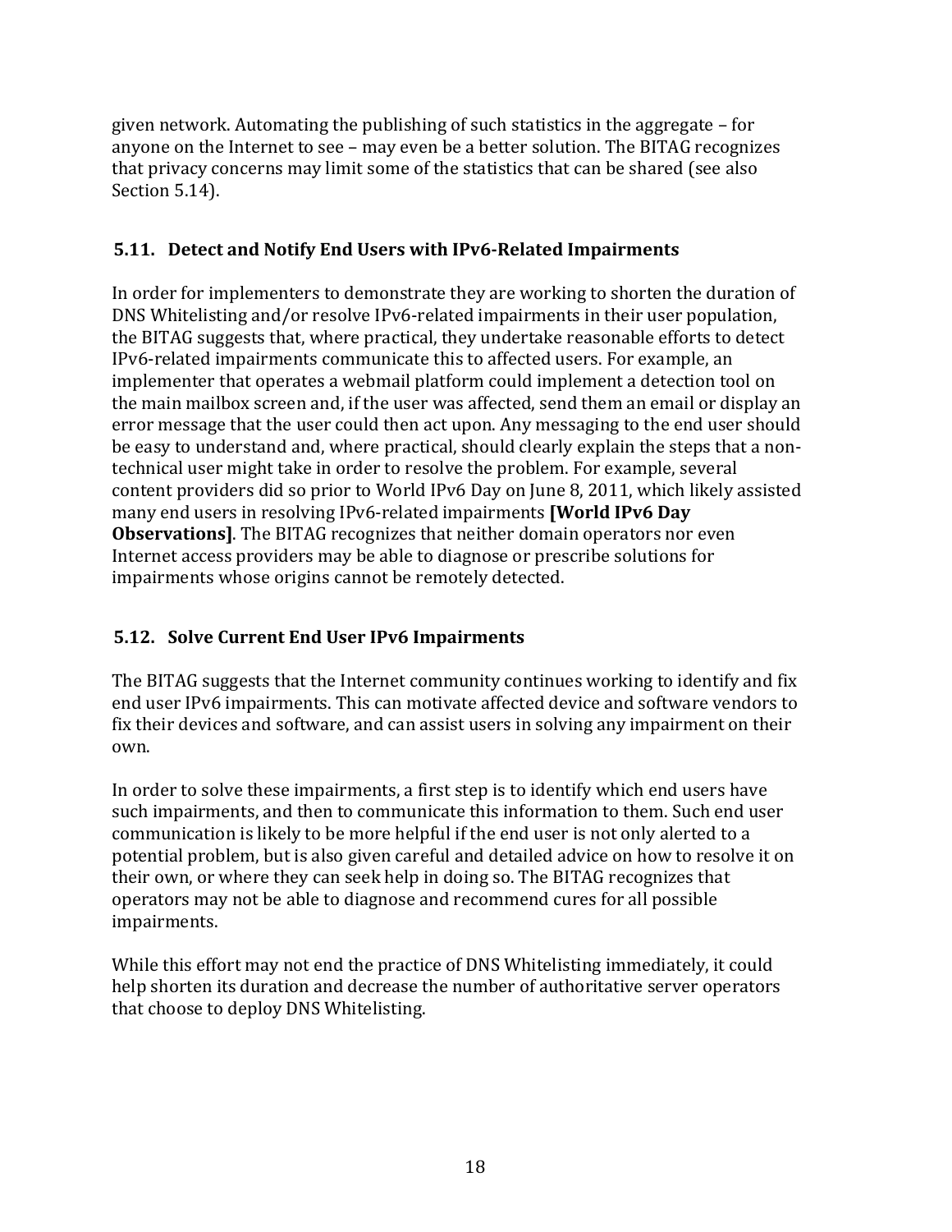given network. Automating the publishing of such statistics in the aggregate – for anyone on the Internet to see – may even be a better solution. The BITAG recognizes that privacy concerns may limit some of the statistics that can be shared (see also Section 5.14).

### 5.11. Detect and Notify End Users with IPv6-Related Impairments

In order for implementers to demonstrate they are working to shorten the duration of DNS Whitelisting and/or resolve IPv6-related impairments in their user population, the BITAG suggests that, where practical, they undertake reasonable efforts to detect IPv6-related impairments communicate this to affected users. For example, an implementer that operates a webmail platform could implement a detection tool on the main mailbox screen and, if the user was affected, send them an email or display an error message that the user could then act upon. Any messaging to the end user should be easy to understand and, where practical, should clearly explain the steps that a non-technical user might take in order to resolve the problem. For example, several content providers did so prior to World IPv6 Day on June 8, 2011, which likely assisted many end users in resolving IPv6-related impairments **[World IPv6 Day Observations]**. The BITAG recognizes that neither domain operators nor even Internet access providers may be able to diagnose or prescribe solutions for impairments whose origins cannot be remotely detected.

### 5.12. Solve Current End User IPv6 Impairments

The BITAG suggests that the Internet community continues working to identify and fix end user IPv6 impairments. This can motivate affected device and software vendors to fix their devices and software, and can assist users in solving any impairment on their own.

In order to solve these impairments, a first step is to identify which end users have such impairments, and then to communicate this information to them. Such end user communication is likely to be more helpful if the end user is not only alerted to a potential problem, but is also given careful and detailed advice on how to resolve it on their own, or where they can seek help in doing so. The BITAG recognizes that operators may not be able to diagnose and recommend cures for all possible impairments.

While this effort may not end the practice of DNS Whitelisting immediately, it could help shorten its duration and decrease the number of authoritative server operators that choose to deploy DNS Whitelisting.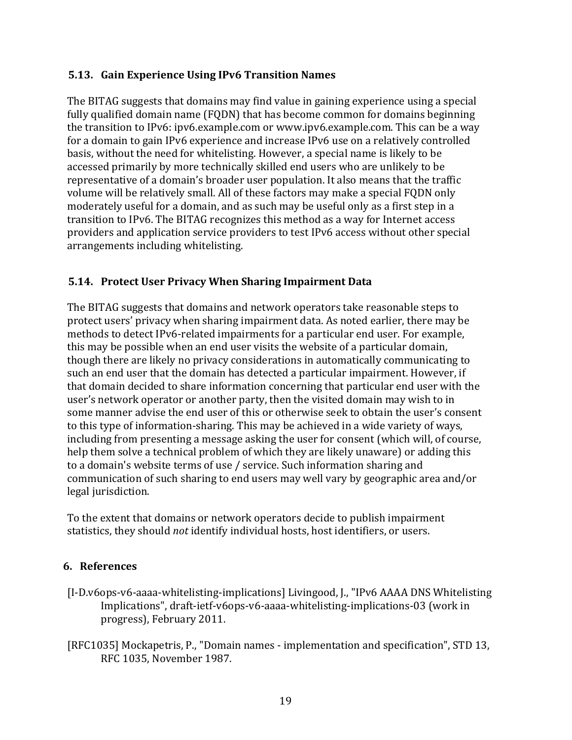### 5.13. Gain Experience Using IPv6 Transition Names

The BITAG suggests that domains may find value in gaining experience using a special fully qualified domain name (FQDN) that has become common for domains beginning the transition to IPv6: ipv6.example.com or www.ipv6.example.com. This can be a way for a domain to gain IPv6 experience and increase IPv6 use on a relatively controlled basis, without the need for whitelisting. However, a special name is likely to be accessed primarily by more technically skilled end users who are unlikely to be representative of a domain's broader user population. It also means that the traffic volume will be relatively small. All of these factors may make a special FQDN only moderately useful for a domain, and as such may be useful only as a first step in a transition to IPv6. The BITAG recognizes this method as a way for Internet access providers and application service providers to test IPv6 access without other special arrangements including whitelisting.

### 5.14. Protect User Privacy When Sharing Impairment Data

The BITAG suggests that domains and network operators take reasonable steps to protect users' privacy when sharing impairment data. As noted earlier, there may be methods to detect IPv6-related impairments for a particular end user. For example, this may be possible when an end user visits the website of a particular domain, though there are likely no privacy considerations in automatically communicating to such an end user that the domain has detected a particular impairment. However, if that domain decided to share information concerning that particular end user with the user's network operator or another party, then the visited domain may wish to in some manner advise the end user of this or otherwise seek to obtain the user's consent to this type of information-sharing. This may be achieved in a wide variety of ways, including from presenting a message asking the user for consent (which will, of course, help them solve a technical problem of which they are likely unaware) or adding this to a domain's website terms of use / service. Such information sharing and communication of such sharing to end users may well vary by geographic area and/or legal jurisdiction.

To the extent that domains or network operators decide to publish impairment statistics, they should *not* identify individual hosts, host identifiers, or users.

## 6. References

[I-D.v6ops-v6-aaaa-whitelisting-implications] Livingood, J., "IPv6 AAAA DNS Whitelisting Implications", draft-ietf-v6ops-v6-aaaa-whitelisting-implications-03 (work in progress), February 2011.

[RFC1035] Mockapetris, P., "Domain names - implementation and specification", STD 13, RFC 1035, November 1987.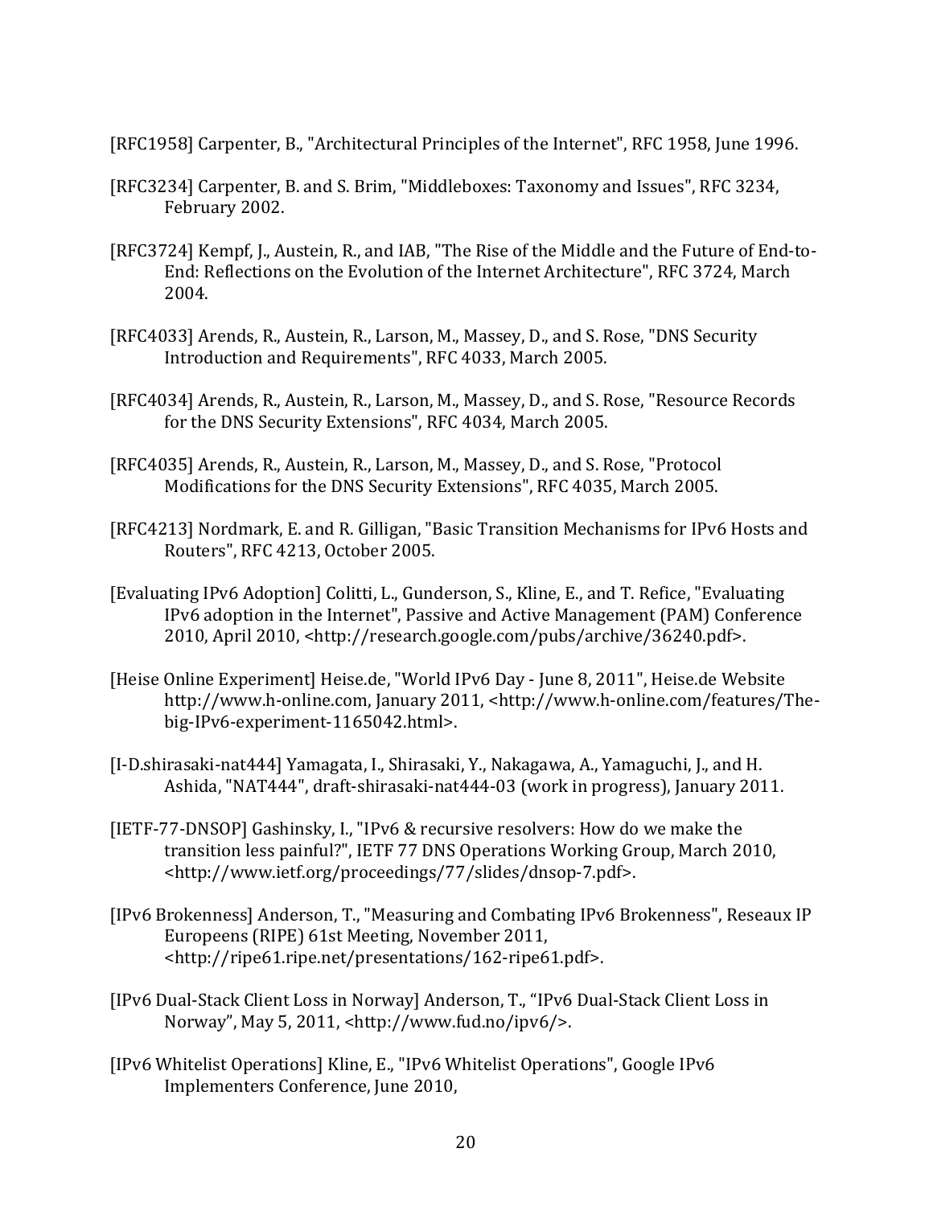[RFC1958] Carpenter, B., "Architectural Principles of the Internet", RFC 1958, June 1996.

[RFC3234] Carpenter, B. and S. Brim, "Middleboxes: Taxonomy and Issues", RFC 3234, February 2002.

[RFC3724] Kempf, J., Austein, R., and IAB, "The Rise of the Middle and the Future of End-to-End: Reflections on the Evolution of the Internet Architecture", RFC 3724, March 2004.

[RFC4033] Arends, R., Austein, R., Larson, M., Massey, D., and S. Rose, "DNS Security Introduction and Requirements", RFC 4033, March 2005.

[RFC4034] Arends, R., Austein, R., Larson, M., Massey, D., and S. Rose, "Resource Records for the DNS Security Extensions", RFC 4034, March 2005.

[RFC4035] Arends, R., Austein, R., Larson, M., Massey, D., and S. Rose, "Protocol Modifications for the DNS Security Extensions", RFC 4035, March 2005.

[RFC4213] Nordmark, E. and R. Gilligan, "Basic Transition Mechanisms for IPv6 Hosts and Routers", RFC 4213, October 2005.

[Evaluating IPv6 Adoption] Colitti, L., Gunderson, S., Kline, E., and T. Refice, "Evaluating IPv6 adoption in the Internet", Passive and Active Management (PAM) Conference 2010, April 2010, <http://research.google.com/pubs/archive/36240.pdf>.

[Heise Online Experiment] Heise.de, "World IPv6 Day - June 8, 2011", Heise.de Website http://www.h-online.com, January 2011, <http://www.h-online.com/features/The-big-IPv6-experiment-1165042.html>.

[I-D.shirasaki-nat444] Yamagata, I., Shirasaki, Y., Nakagawa, A., Yamaguchi, J., and H. Ashida, "NAT444", draft-shirasaki-nat444-03 (work in progress), January 2011.

[IETF-77-DNSOP] Gashinsky, I., "IPv6 & recursive resolvers: How do we make the transition less painful?", IETF 77 DNS Operations Working Group, March 2010, <http://www.ietf.org/proceedings/77/slides/dnsop-7.pdf>.

[IPv6 Brokenness] Anderson, T., "Measuring and Combating IPv6 Brokenness", Reseaux IP Europeens (RIPE) 61st Meeting, November 2011, <http://ripe61.ripe.net/presentations/162-ripe61.pdf>.

[IPv6 Dual-Stack Client Loss in Norway] Anderson, T., "IPv6 Dual-Stack Client Loss in Norway", May 5, 2011, <http://www.fud.no/ipv6/>.

[IPv6 Whitelist Operations] Kline, E., "IPv6 Whitelist Operations", Google IPv6 Implementers Conference, June 2010,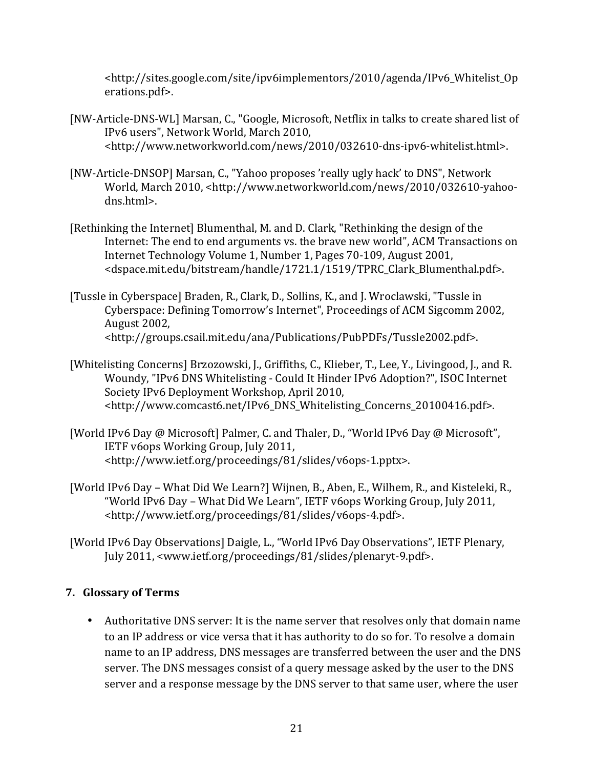<http://sites.google.com/site/ipv6implementors/2010/agenda/IPv6_Whitelist_Operations.pdf>.

[NW-Article-DNS-WL] Marsan, C., "Google, Microsoft, Netflix in talks to create shared list of IPv6 users", Network World, March 2010, <http://www.networkworld.com/news/2010/032610-dns-ipv6-whitelist.html>.

[NW-Article-DNSOP] Marsan, C., "Yahoo proposes 'really ugly hack' to DNS", Network World, March 2010, <http://www.networkworld.com/news/2010/032610-yahoo-dns.html>.

[Rethinking the Internet] Blumenthal, M. and D. Clark, "Rethinking the design of the Internet: The end to end arguments vs. the brave new world", ACM Transactions on Internet Technology Volume 1, Number 1, Pages 70-109, August 2001, <dspace.mit.edu/bitstream/handle/1721.1/1519/TPRC_Clark_Blumenthal.pdf>.

[Tussle in Cyberspace] Braden, R., Clark, D., Sollins, K., and J. Wroclawski, "Tussle in Cyberspace: Defining Tomorrow's Internet", Proceedings of ACM Sigcomm 2002, August 2002, <http://groups.csail.mit.edu/ana/Publications/PubPDFs/Tussle2002.pdf>.

[Whitelisting Concerns] Brzozowski, J., Griffiths, C., Klieber, T., Lee, Y., Livingood, J., and R. Woundy, "IPv6 DNS Whitelisting - Could It Hinder IPv6 Adoption?", ISOC Internet Society IPv6 Deployment Workshop, April 2010, <http://www.comcast6.net/IPv6_DNS_Whitelisting_Concerns_20100416.pdf>.

[World IPv6 Day @ Microsoft] Palmer, C. and Thaler, D., "World IPv6 Day @ Microsoft", IETF v6ops Working Group, July 2011, <http://www.ietf.org/proceedings/81/slides/v6ops-1.pptx>.

[World IPv6 Day – What Did We Learn?] Wijnen, B., Aben, E., Wilhem, R., and Kisteleki, R., "World IPv6 Day – What Did We Learn", IETF v6ops Working Group, July 2011, <http://www.ietf.org/proceedings/81/slides/v6ops-4.pdf>.

[World IPv6 Day Observations] Daigle, L., "World IPv6 Day Observations", IETF Plenary, July 2011, <www.ietf.org/proceedings/81/slides/plenaryt-9.pdf>.

## 7. Glossary of Terms

- Authoritative DNS server: It is the name server that resolves only that domain name to an IP address or vice versa that it has authority to do so for. To resolve a domain name to an IP address, DNS messages are transferred between the user and the DNS server. The DNS messages consist of a query message asked by the user to the DNS server and a response message by the DNS server to that same user, where the user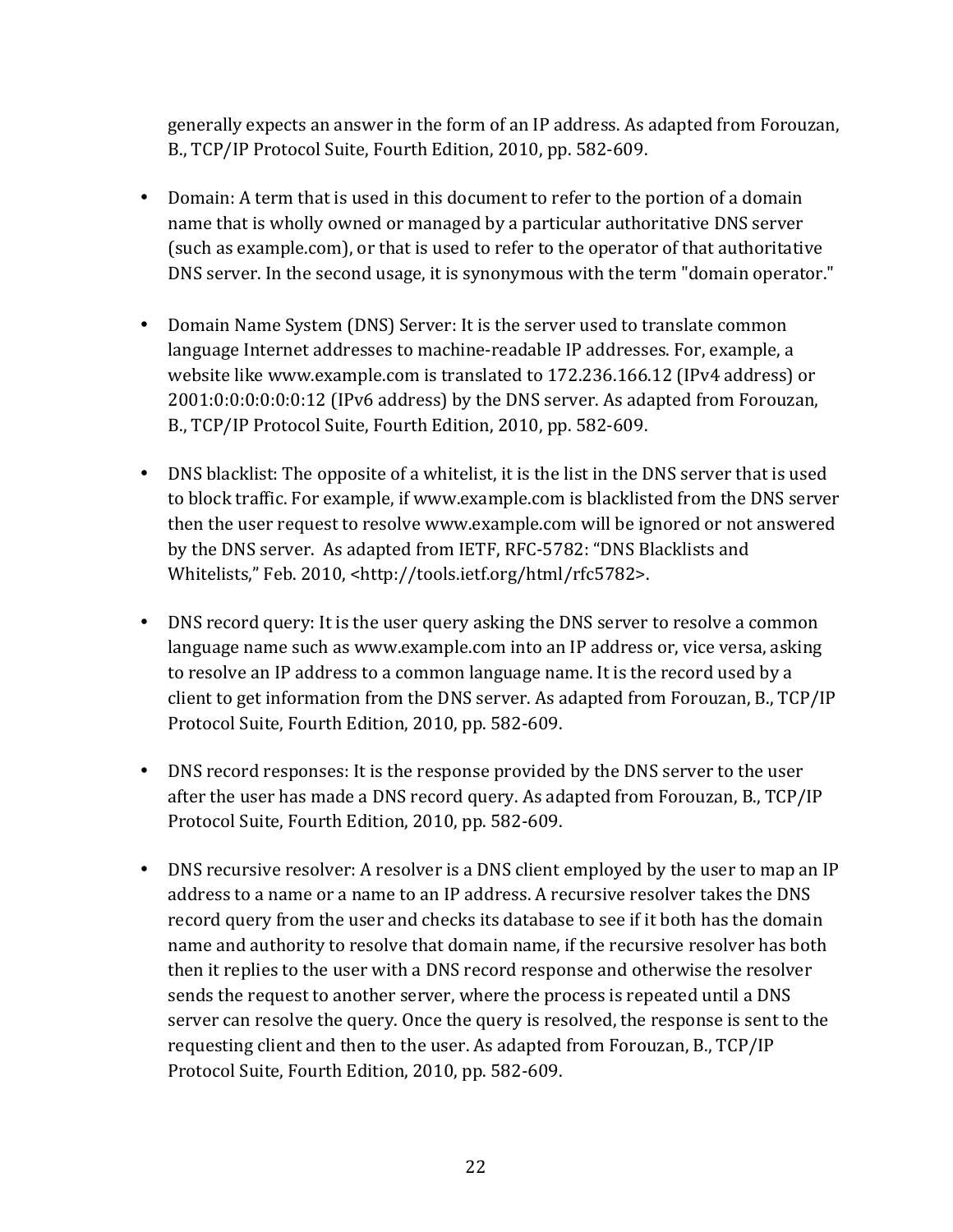generally expects an answer in the form of an IP address. As adapted from Forouzan, B., TCP/IP Protocol Suite, Fourth Edition, 2010, pp. 582-609.

- Domain: A term that is used in this document to refer to the portion of a domain name that is wholly owned or managed by a particular authoritative DNS server (such as example.com), or that is used to refer to the operator of that authoritative DNS server. In the second usage, it is synonymous with the term "domain operator."

- Domain Name System (DNS) Server: It is the server used to translate common language Internet addresses to machine-readable IP addresses. For, example, a website like www.example.com is translated to 172.236.166.12 (IPv4 address) or 2001:0:0:0:0:0:0:12 (IPv6 address) by the DNS server. As adapted from Forouzan, B., TCP/IP Protocol Suite, Fourth Edition, 2010, pp. 582-609.

- DNS blacklist: The opposite of a whitelist, it is the list in the DNS server that is used to block traffic. For example, if www.example.com is blacklisted from the DNS server then the user request to resolve www.example.com will be ignored or not answered by the DNS server. As adapted from IETF, RFC-5782: "DNS Blacklists and Whitelists," Feb. 2010, <http://tools.ietf.org/html/rfc5782>.

- DNS record query: It is the user query asking the DNS server to resolve a common language name such as www.example.com into an IP address or, vice versa, asking to resolve an IP address to a common language name. It is the record used by a client to get information from the DNS server. As adapted from Forouzan, B., TCP/IP Protocol Suite, Fourth Edition, 2010, pp. 582-609.

- DNS record responses: It is the response provided by the DNS server to the user after the user has made a DNS record query. As adapted from Forouzan, B., TCP/IP Protocol Suite, Fourth Edition, 2010, pp. 582-609.

- DNS recursive resolver: A resolver is a DNS client employed by the user to map an IP address to a name or a name to an IP address. A recursive resolver takes the DNS record query from the user and checks its database to see if it both has the domain name and authority to resolve that domain name, if the recursive resolver has both then it replies to the user with a DNS record response and otherwise the resolver sends the request to another server, where the process is repeated until a DNS server can resolve the query. Once the query is resolved, the response is sent to the requesting client and then to the user. As adapted from Forouzan, B., TCP/IP Protocol Suite, Fourth Edition, 2010, pp. 582-609.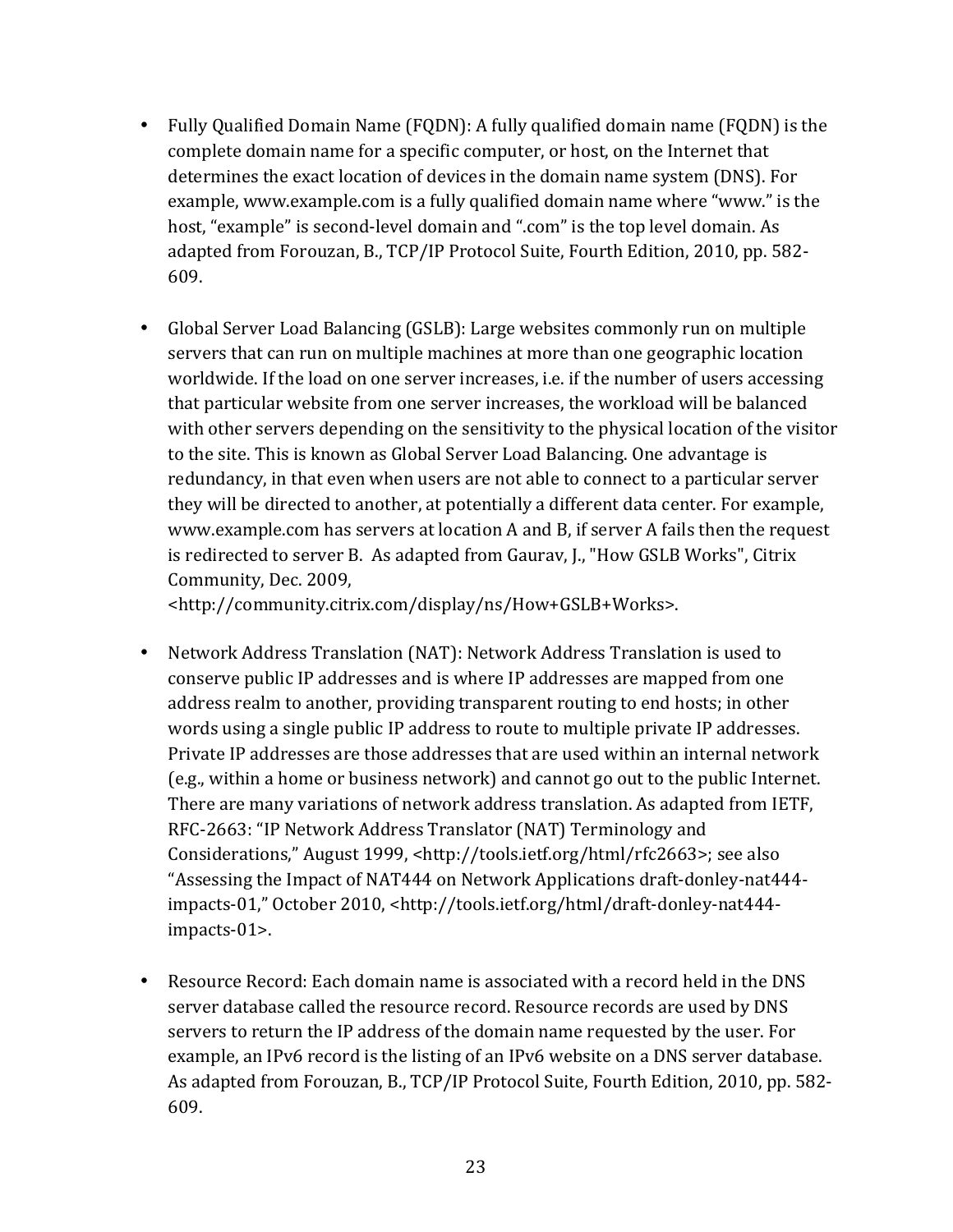- Fully Qualified Domain Name (FQDN): A fully qualified domain name (FQDN) is the complete domain name for a specific computer, or host, on the Internet that determines the exact location of devices in the domain name system (DNS). For example, www.example.com is a fully qualified domain name where "www." is the host, "example" is second-level domain and ".com" is the top level domain. As adapted from Forouzan, B., TCP/IP Protocol Suite, Fourth Edition, 2010, pp. 582-609.

- Global Server Load Balancing (GSLB): Large websites commonly run on multiple servers that can run on multiple machines at more than one geographic location worldwide. If the load on one server increases, i.e. if the number of users accessing that particular website from one server increases, the workload will be balanced with other servers depending on the sensitivity to the physical location of the visitor to the site. This is known as Global Server Load Balancing. One advantage is redundancy, in that even when users are not able to connect to a particular server they will be directed to another, at potentially a different data center. For example, www.example.com has servers at location A and B, if server A fails then the request is redirected to server B. As adapted from Gaurav, J., "How GSLB Works", Citrix Community, Dec. 2009, <http://community.citrix.com/display/ns/How+GSLB+Works>.

- Network Address Translation (NAT): Network Address Translation is used to conserve public IP addresses and is where IP addresses are mapped from one address realm to another, providing transparent routing to end hosts; in other words using a single public IP address to route to multiple private IP addresses. Private IP addresses are those addresses that are used within an internal network (e.g., within a home or business network) and cannot go out to the public Internet. There are many variations of network address translation. As adapted from IETF, RFC-2663: "IP Network Address Translator (NAT) Terminology and Considerations," August 1999, <http://tools.ietf.org/html/rfc2663>; see also "Assessing the Impact of NAT444 on Network Applications draft-donley-nat444-impacts-01," October 2010, <http://tools.ietf.org/html/draft-donley-nat444-impacts-01>.

- Resource Record: Each domain name is associated with a record held in the DNS server database called the resource record. Resource records are used by DNS servers to return the IP address of the domain name requested by the user. For example, an IPv6 record is the listing of an IPv6 website on a DNS server database. As adapted from Forouzan, B., TCP/IP Protocol Suite, Fourth Edition, 2010, pp. 582-609.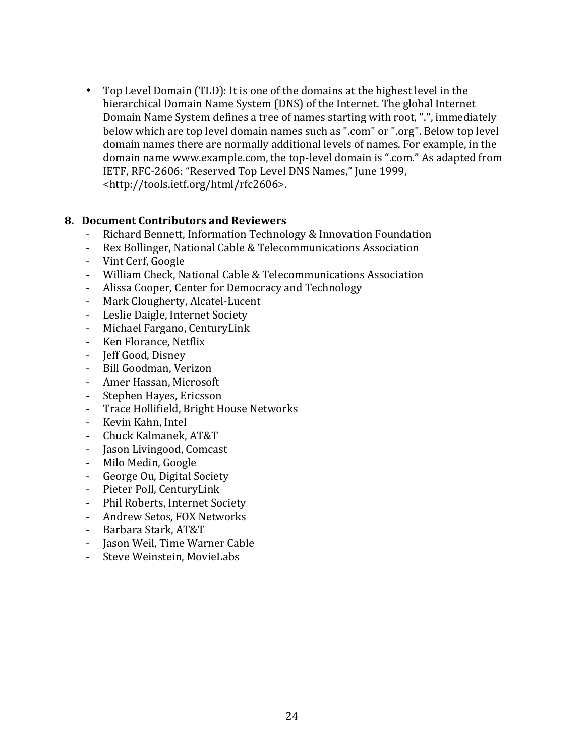- Top Level Domain (TLD): It is one of the domains at the highest level in the hierarchical Domain Name System (DNS) of the Internet. The global Internet Domain Name System defines a tree of names starting with root, ".", immediately below which are top level domain names such as ".com" or ".org". Below top level domain names there are normally additional levels of names. For example, in the domain name www.example.com, the top-level domain is ".com." As adapted from IETF, RFC-2606: "Reserved Top Level DNS Names," June 1999, <http://tools.ietf.org/html/rfc2606>.

## 8. Document Contributors and Reviewers

- Richard Bennett, Information Technology & Innovation Foundation
- Rex Bollinger, National Cable & Telecommunications Association
- Vint Cerf, Google
- William Check, National Cable & Telecommunications Association
- Alissa Cooper, Center for Democracy and Technology
- Mark Clougherty, Alcatel-Lucent
- Leslie Daigle, Internet Society
- Michael Fargano, CenturyLink
- Ken Florance, Netflix
- Jeff Good, Disney
- Bill Goodman, Verizon
- Amer Hassan, Microsoft
- Stephen Hayes, Ericsson
- Trace Hollifield, Bright House Networks
- Kevin Kahn, Intel
- Chuck Kalmanek, AT&T
- Jason Livingood, Comcast
- Milo Medin, Google
- George Ou, Digital Society
- Pieter Poll, CenturyLink
- Phil Roberts, Internet Society
- Andrew Setos, FOX Networks
- Barbara Stark, AT&T
- Jason Weil, Time Warner Cable
- Steve Weinstein, MovieLabs